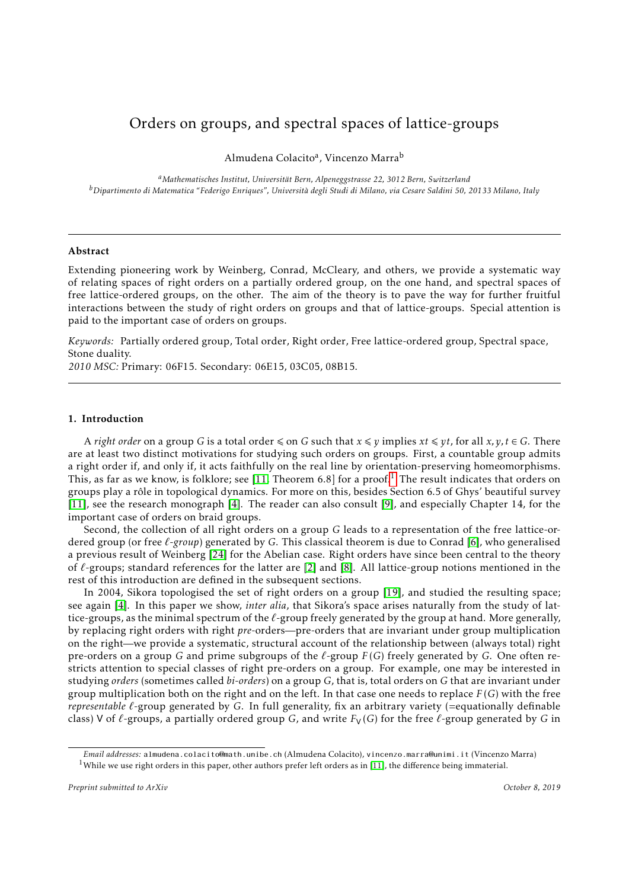# Orders on groups, and spectral spaces of lattice-groups

Almudena Colacito[a], Vincenzo Marra[b]

[a] *Mathematisches Institut, Universität Bern, Alpeneggstrasse 22, 3012 Bern, Switzerland*
[b] *Dipartimento di Matematica "Federigo Enriques", Università degli Studi di Milano, via Cesare Saldini 50, 20133 Milano, Italy*

---

## Abstract

Extending pioneering work by Weinberg, Conrad, McCleary, and others, we provide a systematic way of relating spaces of right orders on a partially ordered group, on the one hand, and spectral spaces of free lattice-ordered groups, on the other. The aim of the theory is to pave the way for further fruitful interactions between the study of right orders on groups and that of lattice-groups. Special attention is paid to the important case of orders on groups.

*Keywords:* Partially ordered group, Total order, Right order, Free lattice-ordered group, Spectral space, Stone duality.

*2010 MSC:* Primary: 06F15. Secondary: 06E15, 03C05, 08B15.

---

## 1. Introduction

A *right order* on a group $G$ is a total order $\leqslant$ on $G$ such that $x \leqslant y$ implies $xt \leqslant yt$, for all $x, y, t \in G$. There are at least two distinct motivations for studying such orders on groups. First, a countable group admits a right order if, and only if, it acts faithfully on the real line by orientation-preserving homeomorphisms. This, as far as we know, is folklore; see [11, Theorem 6.8] for a proof.[1] The result indicates that orders on groups play a rôle in topological dynamics. For more on this, besides Section 6.5 of Ghys' beautiful survey [11], see the research monograph [4]. The reader can also consult [9], and especially Chapter 14, for the important case of orders on braid groups.

Second, the collection of all right orders on a group $G$ leads to a representation of the free lattice-ordered group (or free $\ell$*-group*) generated by $G$. This classical theorem is due to Conrad [6], who generalised a previous result of Weinberg [24] for the Abelian case. Right orders have since been central to the theory of $\ell$-groups; standard references for the latter are [2] and [8]. All lattice-group notions mentioned in the rest of this introduction are defined in the subsequent sections.

In 2004, Sikora topologised the set of right orders on a group [19], and studied the resulting space; see again [4]. In this paper we show, *inter alia*, that Sikora's space arises naturally from the study of lattice-groups, as the minimal spectrum of the $\ell$-group freely generated by the group at hand. More generally, by replacing right orders with right *pre*-orders—pre-orders that are invariant under group multiplication on the right—we provide a systematic, structural account of the relationship between (always total) right pre-orders on a group $G$ and prime subgroups of the $\ell$-group $F(G)$ freely generated by $G$. One often restricts attention to special classes of right pre-orders on a group. For example, one may be interested in studying *orders* (sometimes called *bi-orders*) on a group $G$, that is, total orders on $G$ that are invariant under group multiplication both on the right and on the left. In that case one needs to replace $F(G)$ with the free *representable* $\ell$-group generated by $G$. In full generality, fix an arbitrary variety (=equationally definable class) $\mathsf{V}$ of $\ell$-groups, a partially ordered group $G$, and write $F_{\mathsf{V}}(G)$ for the free $\ell$-group generated by $G$ in

---

*Email addresses:* almudena.colacito@math.unibe.ch (Almudena Colacito), vincenzo.marra@unimi.it (Vincenzo Marra)

[1] While we use right orders in this paper, other authors prefer left orders as in [11], the difference being immaterial.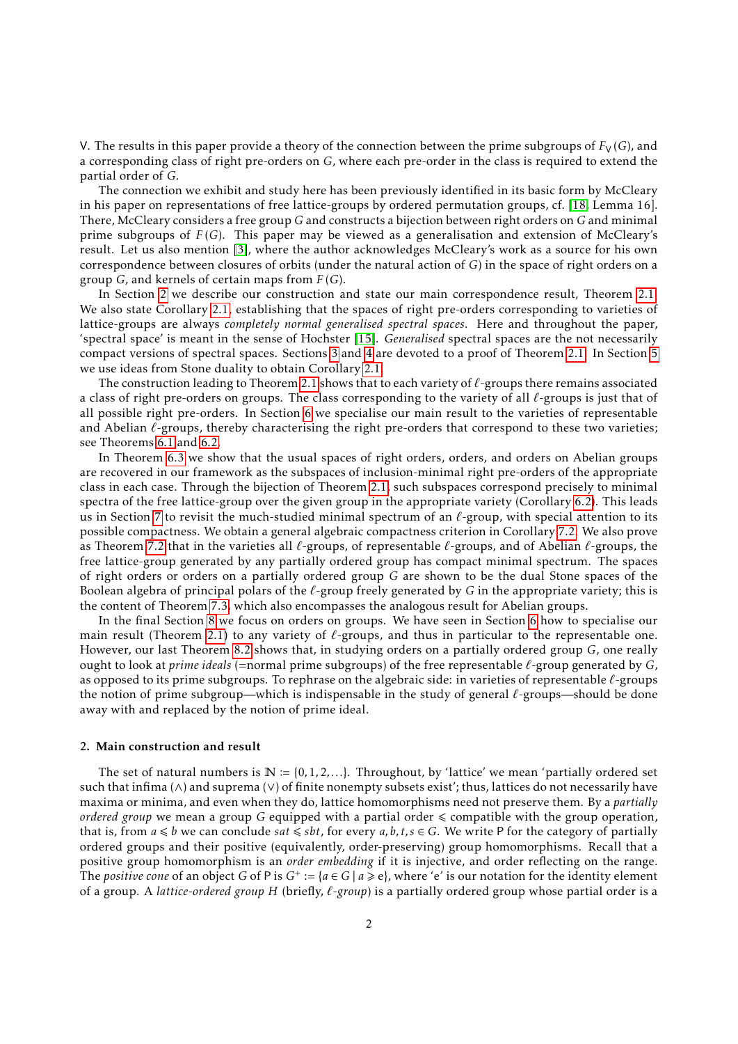V. The results in this paper provide a theory of the connection between the prime subgroups of $F_{\mathsf{V}}(G)$, and a corresponding class of right pre-orders on $G$, where each pre-order in the class is required to extend the partial order of $G$.

The connection we exhibit and study here has been previously identified in its basic form by McCleary in his paper on representations of free lattice-groups by ordered permutation groups, cf. [18, Lemma 16]. There, McCleary considers a free group $G$ and constructs a bijection between right orders on $G$ and minimal prime subgroups of $F(G)$. This paper may be viewed as a generalisation and extension of McCleary's result. Let us also mention [3], where the author acknowledges McCleary's work as a source for his own correspondence between closures of orbits (under the natural action of $G$) in the space of right orders on a group $G$, and kernels of certain maps from $F(G)$.

In Section 2 we describe our construction and state our main correspondence result, Theorem 2.1. We also state Corollary 2.1, establishing that the spaces of right pre-orders corresponding to varieties of lattice-groups are always *completely normal generalised spectral spaces*. Here and throughout the paper, 'spectral space' is meant in the sense of Hochster [15]. *Generalised* spectral spaces are the not necessarily compact versions of spectral spaces. Sections 3 and 4 are devoted to a proof of Theorem 2.1. In Section 5 we use ideas from Stone duality to obtain Corollary 2.1.

The construction leading to Theorem 2.1 shows that to each variety of $\ell$-groups there remains associated a class of right pre-orders on groups. The class corresponding to the variety of all $\ell$-groups is just that of all possible right pre-orders. In Section 6 we specialise our main result to the varieties of representable and Abelian $\ell$-groups, thereby characterising the right pre-orders that correspond to these two varieties; see Theorems 6.1 and 6.2.

In Theorem 6.3 we show that the usual spaces of right orders, orders, and orders on Abelian groups are recovered in our framework as the subspaces of inclusion-minimal right pre-orders of the appropriate class in each case. Through the bijection of Theorem 2.1, such subspaces correspond precisely to minimal spectra of the free lattice-group over the given group in the appropriate variety (Corollary 6.2). This leads us in Section 7 to revisit the much-studied minimal spectrum of an $\ell$-group, with special attention to its possible compactness. We obtain a general algebraic compactness criterion in Corollary 7.2. We also prove as Theorem 7.2 that in the varieties all $\ell$-groups, of representable $\ell$-groups, and of Abelian $\ell$-groups, the free lattice-group generated by any partially ordered group has compact minimal spectrum. The spaces of right orders or orders on a partially ordered group $G$ are shown to be the dual Stone spaces of the Boolean algebra of principal polars of the $\ell$-group freely generated by $G$ in the appropriate variety; this is the content of Theorem 7.3, which also encompasses the analogous result for Abelian groups.

In the final Section 8 we focus on orders on groups. We have seen in Section 6 how to specialise our main result (Theorem 2.1) to any variety of $\ell$-groups, and thus in particular to the representable one. However, our last Theorem 8.2 shows that, in studying orders on a partially ordered group $G$, one really ought to look at *prime ideals* (=normal prime subgroups) of the free representable $\ell$-group generated by $G$, as opposed to its prime subgroups. To rephrase on the algebraic side: in varieties of representable $\ell$-groups the notion of prime subgroup—which is indispensable in the study of general $\ell$-groups—should be done away with and replaced by the notion of prime ideal.

## 2. Main construction and result

The set of natural numbers is $\mathbb{N} := \{0, 1, 2, \ldots\}$. Throughout, by 'lattice' we mean 'partially ordered set such that infima ($\wedge$) and suprema ($\vee$) of finite nonempty subsets exist'; thus, lattices do not necessarily have maxima or minima, and even when they do, lattice homomorphisms need not preserve them. By a *partially ordered group* we mean a group $G$ equipped with a partial order $\leqslant$ compatible with the group operation, that is, from $a \leqslant b$ we can conclude $sat \leqslant sbt$, for every $a, b, t, s \in G$. We write $\mathsf{P}$ for the category of partially ordered groups and their positive (equivalently, order-preserving) group homomorphisms. Recall that a positive group homomorphism is an *order embedding* if it is injective, and order reflecting on the range. The *positive cone* of an object $G$ of $\mathsf{P}$ is $G^+ := \{a \in G \mid a \geqslant \mathrm{e}\}$, where 'e' is our notation for the identity element of a group. A *lattice-ordered group* $H$ (briefly, *$\ell$-group*) is a partially ordered group whose partial order is a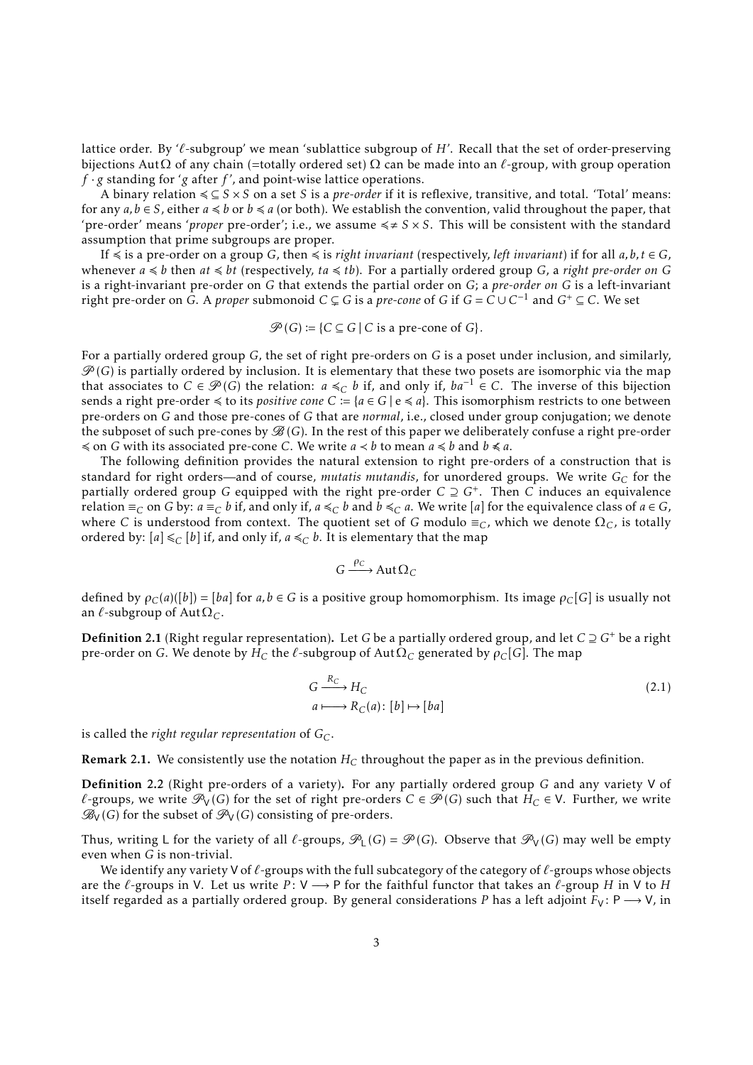lattice order. By '$\ell$-subgroup' we mean 'sublattice subgroup of $H$'. Recall that the set of order-preserving bijections $\mathrm{Aut}\,\Omega$ of any chain (=totally ordered set) $\Omega$ can be made into an $\ell$-group, with group operation $f \cdot g$ standing for '$g$ after $f$', and point-wise lattice operations.

A binary relation $\preccurlyeq \subseteq S \times S$ on a set $S$ is a *pre-order* if it is reflexive, transitive, and total. 'Total' means: for any $a, b \in S$, either $a \preccurlyeq b$ or $b \preccurlyeq a$ (or both). We establish the convention, valid throughout the paper, that 'pre-order' means '*proper* pre-order'; i.e., we assume $\preccurlyeq \neq S \times S$. This will be consistent with the standard assumption that prime subgroups are proper.

If $\preccurlyeq$ is a pre-order on a group $G$, then $\preccurlyeq$ is *right invariant* (respectively, *left invariant*) if for all $a, b, t \in G$, whenever $a \preccurlyeq b$ then $at \preccurlyeq bt$ (respectively, $ta \preccurlyeq tb$). For a partially ordered group $G$, a *right pre-order on $G$* is a right-invariant pre-order on $G$ that extends the partial order on $G$; a *pre-order on $G$* is a left-invariant right pre-order on $G$. A *proper* submonoid $C \subsetneq G$ is a *pre-cone* of $G$ if $G = C \cup C^{-1}$ and $G^+ \subseteq C$. We set

$$\mathscr{P}(G) := \{C \subseteq G \mid C \text{ is a pre-cone of } G\}.$$

For a partially ordered group $G$, the set of right pre-orders on $G$ is a poset under inclusion, and similarly, $\mathscr{P}(G)$ is partially ordered by inclusion. It is elementary that these two posets are isomorphic via the map that associates to $C \in \mathscr{P}(G)$ the relation: $a \preccurlyeq_C b$ if, and only if, $ba^{-1} \in C$. The inverse of this bijection sends a right pre-order $\preccurlyeq$ to its *positive cone* $C := \{a \in G \mid e \preccurlyeq a\}$. This isomorphism restricts to one between pre-orders on $G$ and those pre-cones of $G$ that are *normal*, i.e., closed under group conjugation; we denote the subposet of such pre-cones by $\mathscr{B}(G)$. In the rest of this paper we deliberately confuse a right pre-order $\preccurlyeq$ on $G$ with its associated pre-cone $C$. We write $a \prec b$ to mean $a \preccurlyeq b$ and $b \not\preccurlyeq a$.

The following definition provides the natural extension to right pre-orders of a construction that is standard for right orders—and of course, *mutatis mutandis*, for unordered groups. We write $G_C$ for the partially ordered group $G$ equipped with the right pre-order $C \supseteq G^+$. Then $C$ induces an equivalence relation $\equiv_C$ on $G$ by: $a \equiv_C b$ if, and only if, $a \preccurlyeq_C b$ and $b \preccurlyeq_C a$. We write $[a]$ for the equivalence class of $a \in G$, where $C$ is understood from context. The quotient set of $G$ modulo $\equiv_C$, which we denote $\Omega_C$, is totally ordered by: $[a] \preccurlyeq_C [b]$ if, and only if, $a \preccurlyeq_C b$. It is elementary that the map

$$G \xrightarrow{\rho_C} \mathrm{Aut}\,\Omega_C$$

defined by $\rho_C(a)([b]) = [ba]$ for $a, b \in G$ is a positive group homomorphism. Its image $\rho_C[G]$ is usually not an $\ell$-subgroup of $\mathrm{Aut}\,\Omega_C$.

**Definition 2.1** (Right regular representation)**.** Let $G$ be a partially ordered group, and let $C \supseteq G^+$ be a right pre-order on $G$. We denote by $H_C$ the $\ell$-subgroup of $\mathrm{Aut}\,\Omega_C$ generated by $\rho_C[G]$. The map

$$\begin{aligned} G &\xrightarrow{R_C} H_C \\ a &\longmapsto R_C(a)\colon [b] \mapsto [ba] \end{aligned} \tag{2.1}$$

is called the *right regular representation* of $G_C$.

**Remark 2.1.** We consistently use the notation $H_C$ throughout the paper as in the previous definition.

**Definition 2.2** (Right pre-orders of a variety)**.** For any partially ordered group $G$ and any variety $\mathsf{V}$ of $\ell$-groups, we write $\mathscr{P}_{\mathsf{V}}(G)$ for the set of right pre-orders $C \in \mathscr{P}(G)$ such that $H_C \in \mathsf{V}$. Further, we write $\mathscr{B}_{\mathsf{V}}(G)$ for the subset of $\mathscr{P}_{\mathsf{V}}(G)$ consisting of pre-orders.

Thus, writing $\mathsf{L}$ for the variety of all $\ell$-groups, $\mathscr{P}_{\mathsf{L}}(G) = \mathscr{P}(G)$. Observe that $\mathscr{P}_{\mathsf{V}}(G)$ may well be empty even when $G$ is non-trivial.

We identify any variety $\mathsf{V}$ of $\ell$-groups with the full subcategory of the category of $\ell$-groups whose objects are the $\ell$-groups in $\mathsf{V}$. Let us write $P\colon \mathsf{V} \longrightarrow \mathsf{P}$ for the faithful functor that takes an $\ell$-group $H$ in $\mathsf{V}$ to $H$ itself regarded as a partially ordered group. By general considerations $P$ has a left adjoint $F_{\mathsf{V}}\colon \mathsf{P} \longrightarrow \mathsf{V}$, in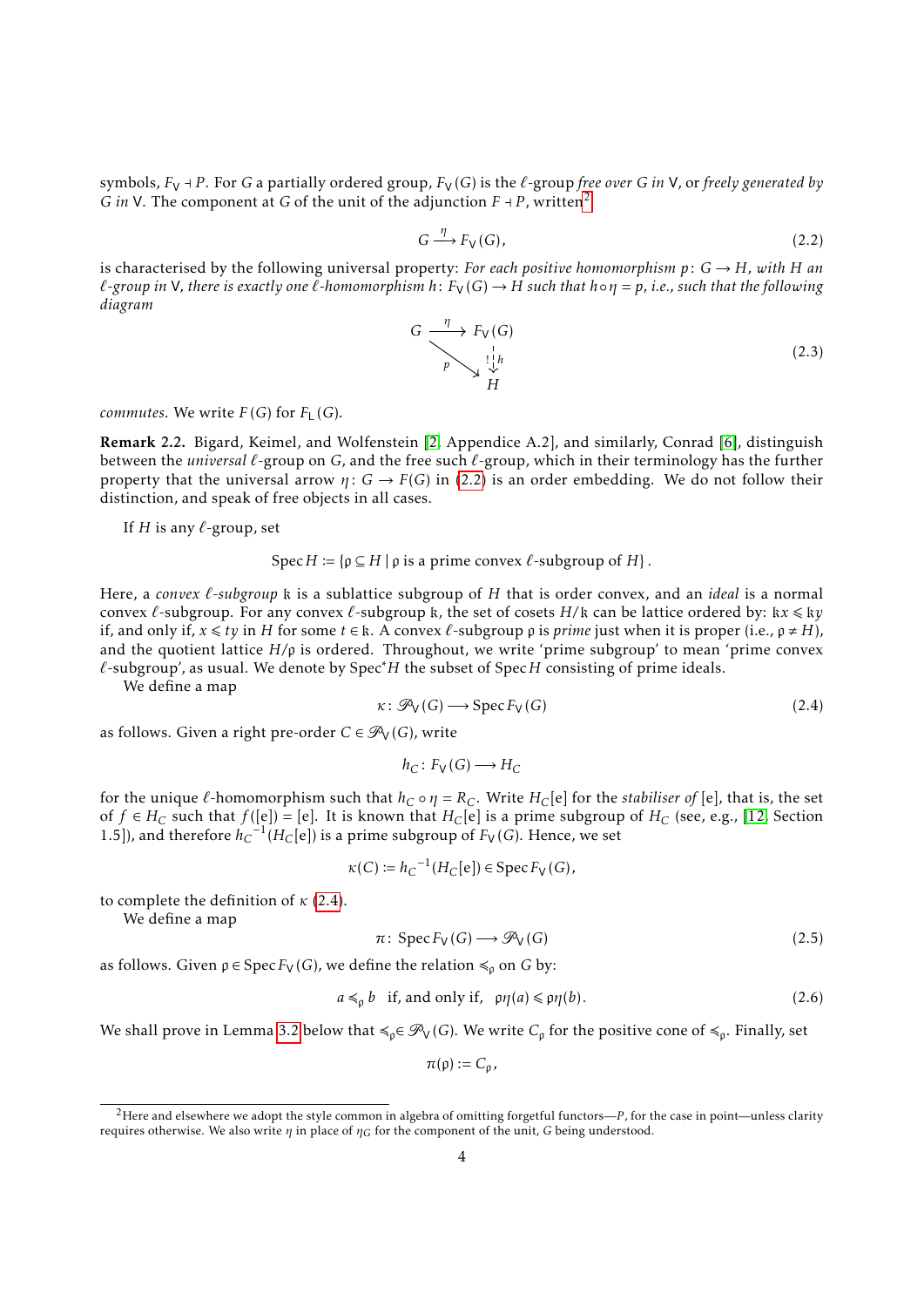symbols, $F_{\mathsf{V}} \dashv P$. For $G$ a partially ordered group, $F_{\mathsf{V}}(G)$ is the $\ell$-group *free over $G$ in* $\mathsf{V}$, or *freely generated by $G$ in* $\mathsf{V}$. The component at $G$ of the unit of the adjunction $F \dashv P$, written[2]

$$G \xrightarrow{\eta} F_{\mathsf{V}}(G), \tag{2.2}$$

is characterised by the following universal property: *For each positive homomorphism $p\colon G \to H$, with $H$ an $\ell$-group in $\mathsf{V}$, there is exactly one $\ell$-homomorphism $h\colon F_{\mathsf{V}}(G) \to H$ such that $h \circ \eta = p$, i.e., such that the following diagram*

$$\begin{array}{ccc} G & \xrightarrow{\eta} & F_{\mathsf{V}}(G) \\ & {\scriptstyle p}\searrow & \downarrow {\scriptstyle !h} \\ & & H \end{array} \tag{2.3}$$

*commutes*. We write $F(G)$ for $F_{\mathsf{L}}(G)$.

**Remark 2.2.** Bigard, Keimel, and Wolfenstein [2, Appendice A.2], and similarly, Conrad [6], distinguish between the *universal* $\ell$-group on $G$, and the free such $\ell$-group, which in their terminology has the further property that the universal arrow $\eta\colon G \to F(G)$ in (2.2) is an order embedding. We do not follow their distinction, and speak of free objects in all cases.

If $H$ is any $\ell$-group, set

$$\operatorname{Spec} H := \{\mathfrak{p} \subseteq H \mid \mathfrak{p} \text{ is a prime convex } \ell\text{-subgroup of } H\}.$$

Here, a *convex $\ell$-subgroup* $\mathfrak{k}$ is a sublattice subgroup of $H$ that is order convex, and an *ideal* is a normal convex $\ell$-subgroup. For any convex $\ell$-subgroup $\mathfrak{k}$, the set of cosets $H/\mathfrak{k}$ can be lattice ordered by: $\mathfrak{k}x \leqslant \mathfrak{k}y$ if, and only if, $x \leqslant ty$ in $H$ for some $t \in \mathfrak{k}$. A convex $\ell$-subgroup $\mathfrak{p}$ is *prime* just when it is proper (i.e., $\mathfrak{p} \neq H$), and the quotient lattice $H/\mathfrak{p}$ is ordered. Throughout, we write 'prime subgroup' to mean 'prime convex $\ell$-subgroup', as usual. We denote by $\operatorname{Spec}^{*} H$ the subset of $\operatorname{Spec} H$ consisting of prime ideals.

We define a map

$$\kappa\colon \mathscr{P}_{\mathsf{V}}(G) \longrightarrow \operatorname{Spec} F_{\mathsf{V}}(G) \tag{2.4}$$

as follows. Given a right pre-order $C \in \mathscr{P}_{\mathsf{V}}(G)$, write

$$h_C\colon F_{\mathsf{V}}(G) \longrightarrow H_C$$

for the unique $\ell$-homomorphism such that $h_C \circ \eta = R_C$. Write $H_C[\mathrm{e}]$ for the *stabiliser of* $[\mathrm{e}]$, that is, the set of $f \in H_C$ such that $f([\mathrm{e}]) = [\mathrm{e}]$. It is known that $H_C[\mathrm{e}]$ is a prime subgroup of $H_C$ (see, e.g., [12, Section 1.5]), and therefore ${h_C}^{-1}(H_C[\mathrm{e}])$ is a prime subgroup of $F_{\mathsf{V}}(G)$. Hence, we set

$$\kappa(C) := {h_C}^{-1}(H_C[\mathrm{e}]) \in \operatorname{Spec} F_{\mathsf{V}}(G),$$

to complete the definition of $\kappa$ (2.4).

We define a map

$$\pi\colon \operatorname{Spec} F_{\mathsf{V}}(G) \longrightarrow \mathscr{P}_{\mathsf{V}}(G) \tag{2.5}$$

as follows. Given $\mathfrak{p} \in \operatorname{Spec} F_{\mathsf{V}}(G)$, we define the relation $\preccurlyeq_{\mathfrak{p}}$ on $G$ by:

$$a \preccurlyeq_{\mathfrak{p}} b \quad \text{if, and only if,} \quad \mathfrak{p}\eta(a) \leqslant \mathfrak{p}\eta(b). \tag{2.6}$$

We shall prove in Lemma 3.2 below that $\preccurlyeq_{\mathfrak{p}} \in \mathscr{P}_{\mathsf{V}}(G)$. We write $C_{\mathfrak{p}}$ for the positive cone of $\preccurlyeq_{\mathfrak{p}}$. Finally, set

$$\pi(\mathfrak{p}) := C_{\mathfrak{p}},$$

[2] Here and elsewhere we adopt the style common in algebra of omitting forgetful functors—$P$, for the case in point—unless clarity requires otherwise. We also write $\eta$ in place of $\eta_G$ for the component of the unit, $G$ being understood.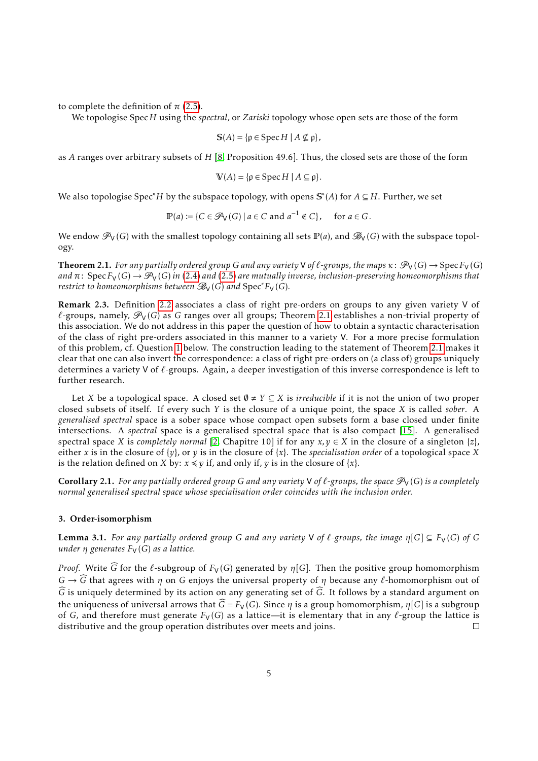to complete the definition of $\pi$ (2.5).

We topologise $\operatorname{Spec} H$ using the *spectral*, or *Zariski* topology whose open sets are those of the form

$$\mathbb{S}(A) = \{\mathfrak{p} \in \operatorname{Spec} H \mid A \nsubseteq \mathfrak{p}\},$$

as $A$ ranges over arbitrary subsets of $H$ [8, Proposition 49.6]. Thus, the closed sets are those of the form

$$\mathbb{V}(A) = \{\mathfrak{p} \in \operatorname{Spec} H \mid A \subseteq \mathfrak{p}\}.$$

We also topologise $\operatorname{Spec}^* H$ by the subspace topology, with opens $\mathbb{S}^*(A)$ for $A \subseteq H$. Further, we set

$$\mathbb{P}(a) := \{C \in \mathscr{P}_{\mathsf{V}}(G) \mid a \in C \text{ and } a^{-1} \notin C\}, \quad \text{ for } a \in G.$$

We endow $\mathscr{P}_{\mathsf{V}}(G)$ with the smallest topology containing all sets $\mathbb{P}(a)$, and $\mathscr{B}_{\mathsf{V}}(G)$ with the subspace topology.

**Theorem 2.1.** *For any partially ordered group $G$ and any variety $\mathsf{V}$ of $\ell$-groups, the maps $\kappa\colon \mathscr{P}_{\mathsf{V}}(G) \to \operatorname{Spec} F_{\mathsf{V}}(G)$ and $\pi\colon \operatorname{Spec} F_{\mathsf{V}}(G) \to \mathscr{P}_{\mathsf{V}}(G)$ in (2.4) and (2.5) are mutually inverse, inclusion-preserving homeomorphisms that restrict to homeomorphisms between $\mathscr{B}_{\mathsf{V}}(G)$ and $\operatorname{Spec}^* F_{\mathsf{V}}(G)$.*

**Remark 2.3.** Definition 2.2 associates a class of right pre-orders on groups to any given variety $\mathsf{V}$ of $\ell$-groups, namely, $\mathscr{P}_{\mathsf{V}}(G)$ as $G$ ranges over all groups; Theorem 2.1 establishes a non-trivial property of this association. We do not address in this paper the question of how to obtain a syntactic characterisation of the class of right pre-orders associated in this manner to a variety $\mathsf{V}$. For a more precise formulation of this problem, cf. Question 1 below. The construction leading to the statement of Theorem 2.1 makes it clear that one can also invert the correspondence: a class of right pre-orders on (a class of) groups uniquely determines a variety $\mathsf{V}$ of $\ell$-groups. Again, a deeper investigation of this inverse correspondence is left to further research.

Let $X$ be a topological space. A closed set $\emptyset \neq Y \subseteq X$ is *irreducible* if it is not the union of two proper closed subsets of itself. If every such $Y$ is the closure of a unique point, the space $X$ is called *sober*. A *generalised spectral* space is a sober space whose compact open subsets form a base closed under finite intersections. A *spectral* space is a generalised spectral space that is also compact [15]. A generalised spectral space $X$ is *completely normal* [2, Chapitre 10] if for any $x, y \in X$ in the closure of a singleton $\{z\}$, either $x$ is in the closure of $\{y\}$, or $y$ is in the closure of $\{x\}$. The *specialisation order* of a topological space $X$ is the relation defined on $X$ by: $x \preccurlyeq y$ if, and only if, $y$ is in the closure of $\{x\}$.

**Corollary 2.1.** *For any partially ordered group $G$ and any variety $\mathsf{V}$ of $\ell$-groups, the space $\mathscr{P}_{\mathsf{V}}(G)$ is a completely normal generalised spectral space whose specialisation order coincides with the inclusion order.*

## 3. Order-isomorphism

**Lemma 3.1.** *For any partially ordered group $G$ and any variety $\mathsf{V}$ of $\ell$-groups, the image $\eta[G] \subseteq F_{\mathsf{V}}(G)$ of $G$ under $\eta$ generates $F_{\mathsf{V}}(G)$ as a lattice.*

*Proof.* Write $\widehat{G}$ for the $\ell$-subgroup of $F_{\mathsf{V}}(G)$ generated by $\eta[G]$. Then the positive group homomorphism $G \to \widehat{G}$ that agrees with $\eta$ on $G$ enjoys the universal property of $\eta$ because any $\ell$-homomorphism out of $\widehat{G}$ is uniquely determined by its action on any generating set of $\widehat{G}$. It follows by a standard argument on the uniqueness of universal arrows that $\widehat{G} = F_{\mathsf{V}}(G)$. Since $\eta$ is a group homomorphism, $\eta[G]$ is a subgroup of $G$, and therefore must generate $F_{\mathsf{V}}(G)$ as a lattice—it is elementary that in any $\ell$-group the lattice is distributive and the group operation distributes over meets and joins. □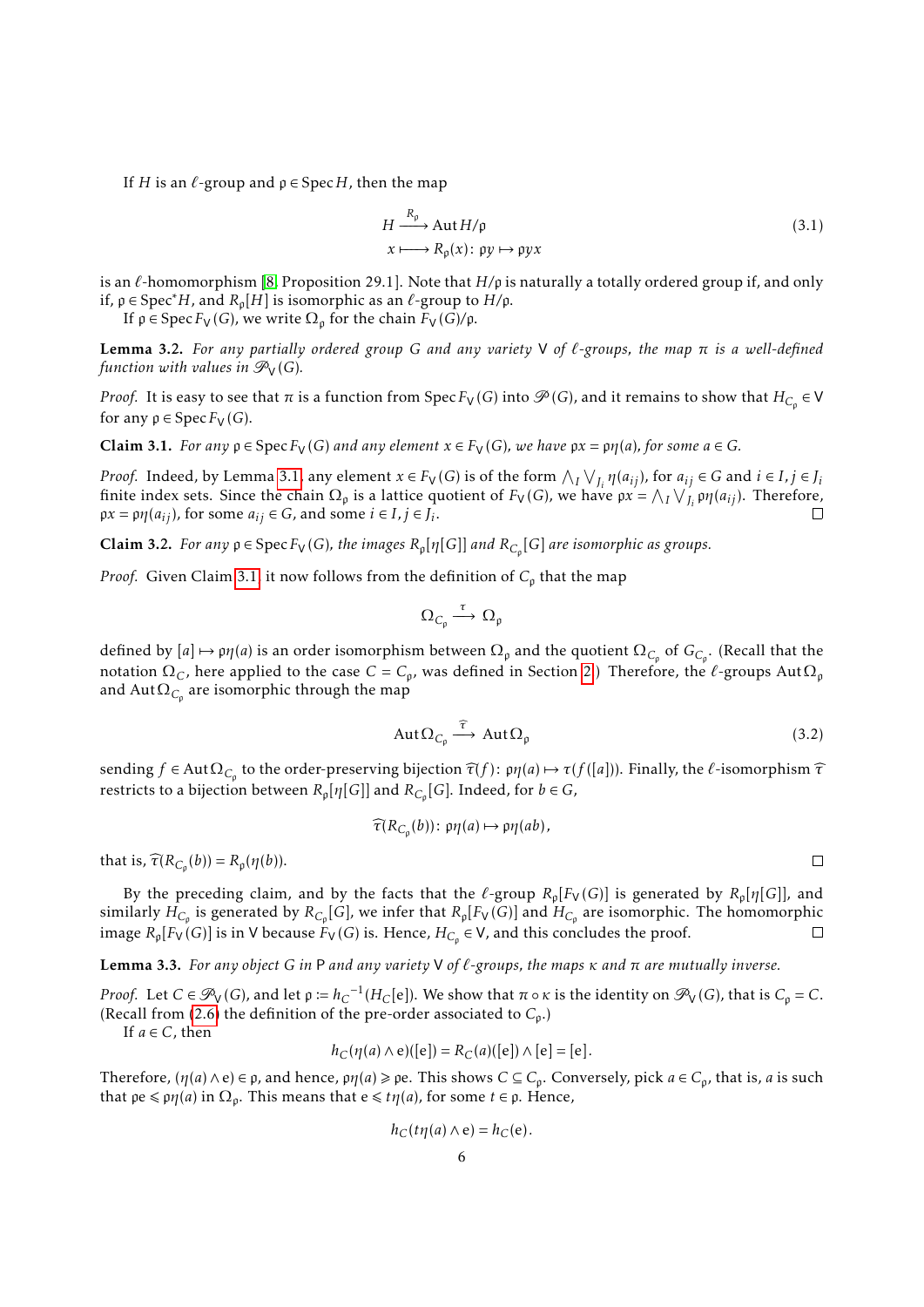If $H$ is an $\ell$-group and $\mathfrak{p} \in \operatorname{Spec} H$, then the map

$$
\begin{aligned}
H &\xrightarrow{R_{\mathfrak{p}}} \operatorname{Aut} H/\mathfrak{p} \\
x &\longmapsto R_{\mathfrak{p}}(x) \colon \mathfrak{p}y \mapsto \mathfrak{p}yx
\end{aligned}
\tag{3.1}
$$

is an $\ell$-homomorphism [8, Proposition 29.1]. Note that $H/\mathfrak{p}$ is naturally a totally ordered group if, and only if, $\mathfrak{p} \in \operatorname{Spec}^* H$, and $R_{\mathfrak{p}}[H]$ is isomorphic as an $\ell$-group to $H/\mathfrak{p}$.

If $\mathfrak{p} \in \operatorname{Spec} F_{\mathsf{V}}(G)$, we write $\Omega_{\mathfrak{p}}$ for the chain $F_{\mathsf{V}}(G)/\mathfrak{p}$.

**Lemma 3.2.** *For any partially ordered group $G$ and any variety $\mathsf{V}$ of $\ell$-groups, the map $\pi$ is a well-defined function with values in $\mathscr{P}_{\mathsf{V}}(G)$.*

*Proof.* It is easy to see that $\pi$ is a function from $\operatorname{Spec} F_{\mathsf{V}}(G)$ into $\mathscr{P}(G)$, and it remains to show that $H_{C_{\mathfrak{p}}} \in \mathsf{V}$ for any $\mathfrak{p} \in \operatorname{Spec} F_{\mathsf{V}}(G)$.

**Claim 3.1.** *For any $\mathfrak{p} \in \operatorname{Spec} F_{\mathsf{V}}(G)$ and any element $x \in F_{\mathsf{V}}(G)$, we have $\mathfrak{p}x = \mathfrak{p}\eta(a)$, for some $a \in G$.*

*Proof.* Indeed, by Lemma 3.1, any element $x \in F_{\mathsf{V}}(G)$ is of the form $\bigwedge_I \bigvee_{J_i} \eta(a_{ij})$, for $a_{ij} \in G$ and $i \in I, j \in J_i$ finite index sets. Since the chain $\Omega_{\mathfrak{p}}$ is a lattice quotient of $F_{\mathsf{V}}(G)$, we have $\mathfrak{p}x = \bigwedge_I \bigvee_{J_i} \mathfrak{p}\eta(a_{ij})$. Therefore, $\mathfrak{p}x = \mathfrak{p}\eta(a_{ij})$, for some $a_{ij} \in G$, and some $i \in I, j \in J_i$. □

**Claim 3.2.** *For any $\mathfrak{p} \in \operatorname{Spec} F_{\mathsf{V}}(G)$, the images $R_{\mathfrak{p}}[\eta[G]]$ and $R_{C_{\mathfrak{p}}}[G]$ are isomorphic as groups.*

*Proof.* Given Claim 3.1 it now follows from the definition of $C_{\mathfrak{p}}$ that the map

$$
\Omega_{C_{\mathfrak{p}}} \xrightarrow{\tau} \Omega_{\mathfrak{p}}
$$

defined by $[a] \mapsto \mathfrak{p}\eta(a)$ is an order isomorphism between $\Omega_{\mathfrak{p}}$ and the quotient $\Omega_{C_{\mathfrak{p}}}$ of $G_{C_{\mathfrak{p}}}$. (Recall that the notation $\Omega_C$, here applied to the case $C = C_{\mathfrak{p}}$, was defined in Section 2.) Therefore, the $\ell$-groups $\operatorname{Aut}\Omega_{\mathfrak{p}}$ and $\operatorname{Aut}\Omega_{C_{\mathfrak{p}}}$ are isomorphic through the map

$$
\operatorname{Aut}\Omega_{C_{\mathfrak{p}}} \xrightarrow{\widehat{\tau}} \operatorname{Aut}\Omega_{\mathfrak{p}}
\tag{3.2}
$$

sending $f \in \operatorname{Aut}\Omega_{C_{\mathfrak{p}}}$ to the order-preserving bijection $\widehat{\tau}(f) \colon \mathfrak{p}\eta(a) \mapsto \tau(f([a]))$. Finally, the $\ell$-isomorphism $\widehat{\tau}$ restricts to a bijection between $R_{\mathfrak{p}}[\eta[G]]$ and $R_{C_{\mathfrak{p}}}[G]$. Indeed, for $b \in G$,

$$
\widehat{\tau}(R_{C_{\mathfrak{p}}}(b)) \colon \mathfrak{p}\eta(a) \mapsto \mathfrak{p}\eta(ab),
$$

that is, $\widehat{\tau}(R_{C_{\mathfrak{p}}}(b)) = R_{\mathfrak{p}}(\eta(b))$. □

By the preceding claim, and by the facts that the $\ell$-group $R_{\mathfrak{p}}[F_{\mathsf{V}}(G)]$ is generated by $R_{\mathfrak{p}}[\eta[G]]$, and similarly $H_{C_{\mathfrak{p}}}$ is generated by $R_{C_{\mathfrak{p}}}[G]$, we infer that $R_{\mathfrak{p}}[F_{\mathsf{V}}(G)]$ and $H_{C_{\mathfrak{p}}}$ are isomorphic. The homomorphic image $R_{\mathfrak{p}}[F_{\mathsf{V}}(G)]$ is in $\mathsf{V}$ because $F_{\mathsf{V}}(G)$ is. Hence, $H_{C_{\mathfrak{p}}} \in \mathsf{V}$, and this concludes the proof. □

**Lemma 3.3.** *For any object $G$ in $\mathsf{P}$ and any variety $\mathsf{V}$ of $\ell$-groups, the maps $\kappa$ and $\pi$ are mutually inverse.*

*Proof.* Let $C \in \mathscr{P}_{\mathsf{V}}(G)$, and let $\mathfrak{p} := h_C^{-1}(H_C[\mathrm{e}])$. We show that $\pi \circ \kappa$ is the identity on $\mathscr{P}_{\mathsf{V}}(G)$, that is $C_{\mathfrak{p}} = C$. (Recall from (2.6) the definition of the pre-order associated to $C_{\mathfrak{p}}$.)

If $a \in C$, then

$$
h_C(\eta(a) \wedge \mathrm{e})([\mathrm{e}]) = R_C(a)([\mathrm{e}]) \wedge [\mathrm{e}] = [\mathrm{e}].
$$

Therefore, $(\eta(a) \wedge \mathrm{e}) \in \mathfrak{p}$, and hence, $\mathfrak{p}\eta(a) \geqslant \mathfrak{p}\mathrm{e}$. This shows $C \subseteq C_{\mathfrak{p}}$. Conversely, pick $a \in C_{\mathfrak{p}}$, that is, $a$ is such that $\mathfrak{p}\mathrm{e} \leqslant \mathfrak{p}\eta(a)$ in $\Omega_{\mathfrak{p}}$. This means that $\mathrm{e} \leqslant t\eta(a)$, for some $t \in \mathfrak{p}$. Hence,

$$
h_C(t\eta(a) \wedge \mathrm{e}) = h_C(\mathrm{e}).
$$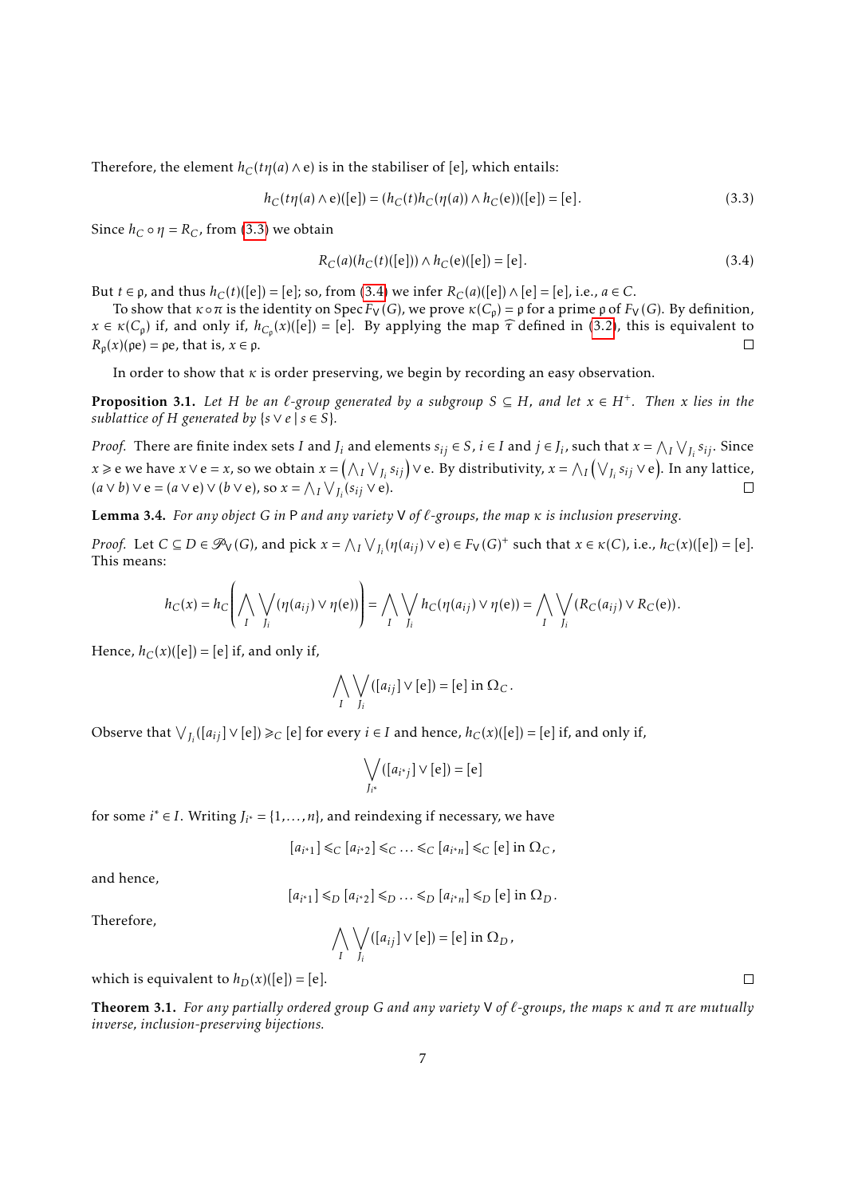Therefore, the element $h_C(t\eta(a) \wedge \mathrm{e})$ is in the stabiliser of $[\mathrm{e}]$, which entails:

$$h_C(t\eta(a) \wedge \mathrm{e})([\mathrm{e}]) = (h_C(t)h_C(\eta(a)) \wedge h_C(\mathrm{e}))([\mathrm{e}]) = [\mathrm{e}]. \tag{3.3}$$

Since $h_C \circ \eta = R_C$, from (3.3) we obtain

$$R_C(a)(h_C(t)([\mathrm{e}])) \wedge h_C(\mathrm{e})([\mathrm{e}]) = [\mathrm{e}]. \tag{3.4}$$

But $t \in \mathfrak{p}$, and thus $h_C(t)([\mathrm{e}]) = [\mathrm{e}]$; so, from (3.4) we infer $R_C(a)([\mathrm{e}]) \wedge [\mathrm{e}] = [\mathrm{e}]$, i.e., $a \in C$.

To show that $\kappa \circ \pi$ is the identity on $\operatorname{Spec} F_{\mathsf{V}}(G)$, we prove $\kappa(C_{\mathfrak{p}}) = \mathfrak{p}$ for a prime $\mathfrak{p}$ of $F_{\mathsf{V}}(G)$. By definition, $x \in \kappa(C_{\mathfrak{p}})$ if, and only if, $h_{C_{\mathfrak{p}}}(x)([\mathrm{e}]) = [\mathrm{e}]$. By applying the map $\widehat{\tau}$ defined in (3.2), this is equivalent to $R_{\mathfrak{p}}(x)(\mathfrak{p}\mathrm{e}) = \mathfrak{p}\mathrm{e}$, that is, $x \in \mathfrak{p}$. $\square$

In order to show that $\kappa$ is order preserving, we begin by recording an easy observation.

**Proposition 3.1.** *Let $H$ be an $\ell$-group generated by a subgroup $S \subseteq H$, and let $x \in H^+$. Then $x$ lies in the sublattice of $H$ generated by $\{s \vee e \mid s \in S\}$.*

*Proof.* There are finite index sets $I$ and $J_i$ and elements $s_{ij} \in S$, $i \in I$ and $j \in J_i$, such that $x = \bigwedge_I \bigvee_{J_i} s_{ij}$. Since $x \geqslant \mathrm{e}$ we have $x \vee \mathrm{e} = x$, so we obtain $x = \left(\bigwedge_I \bigvee_{J_i} s_{ij}\right) \vee \mathrm{e}$. By distributivity, $x = \bigwedge_I \left(\bigvee_{J_i} s_{ij} \vee \mathrm{e}\right)$. In any lattice, $(a \vee b) \vee \mathrm{e} = (a \vee \mathrm{e}) \vee (b \vee \mathrm{e})$, so $x = \bigwedge_I \bigvee_{J_i} (s_{ij} \vee \mathrm{e})$. $\square$

**Lemma 3.4.** *For any object $G$ in $\mathsf{P}$ and any variety $\mathsf{V}$ of $\ell$-groups, the map $\kappa$ is inclusion preserving.*

*Proof.* Let $C \subseteq D \in \mathscr{P}_{\mathsf{V}}(G)$, and pick $x = \bigwedge_I \bigvee_{J_i} (\eta(a_{ij}) \vee \mathrm{e}) \in F_{\mathsf{V}}(G)^+$ such that $x \in \kappa(C)$, i.e., $h_C(x)([\mathrm{e}]) = [\mathrm{e}]$. This means:

$$h_C(x) = h_C\left(\bigwedge_I \bigvee_{J_i} (\eta(a_{ij}) \vee \eta(\mathrm{e}))\right) = \bigwedge_I \bigvee_{J_i} h_C(\eta(a_{ij}) \vee \eta(\mathrm{e})) = \bigwedge_I \bigvee_{J_i} (R_C(a_{ij}) \vee R_C(\mathrm{e})).$$

Hence, $h_C(x)([\mathrm{e}]) = [\mathrm{e}]$ if, and only if,

$$\bigwedge_I \bigvee_{J_i} ([a_{ij}] \vee [\mathrm{e}]) = [\mathrm{e}] \text{ in } \Omega_C.$$

Observe that $\bigvee_{J_i} ([a_{ij}] \vee [\mathrm{e}]) \geqslant_C [\mathrm{e}]$ for every $i \in I$ and hence, $h_C(x)([\mathrm{e}]) = [\mathrm{e}]$ if, and only if,

$$\bigvee_{J_{i^*}} ([a_{i^*j}] \vee [\mathrm{e}]) = [\mathrm{e}]$$

for some $i^* \in I$. Writing $J_{i^*} = \{1, \ldots, n\}$, and reindexing if necessary, we have

$$[a_{i^*1}] \leqslant_C [a_{i^*2}] \leqslant_C \ldots \leqslant_C [a_{i^*n}] \leqslant_C [\mathrm{e}] \text{ in } \Omega_C,$$

and hence,

$$[a_{i^*1}] \leqslant_D [a_{i^*2}] \leqslant_D \ldots \leqslant_D [a_{i^*n}] \leqslant_D [\mathrm{e}] \text{ in } \Omega_D.$$

Therefore,

$$\bigwedge_I \bigvee_{J_i} ([a_{ij}] \vee [\mathrm{e}]) = [\mathrm{e}] \text{ in } \Omega_D,$$

which is equivalent to $h_D(x)([\mathrm{e}]) = [\mathrm{e}]$. $\square$

**Theorem 3.1.** *For any partially ordered group $G$ and any variety $\mathsf{V}$ of $\ell$-groups, the maps $\kappa$ and $\pi$ are mutually inverse, inclusion-preserving bijections.*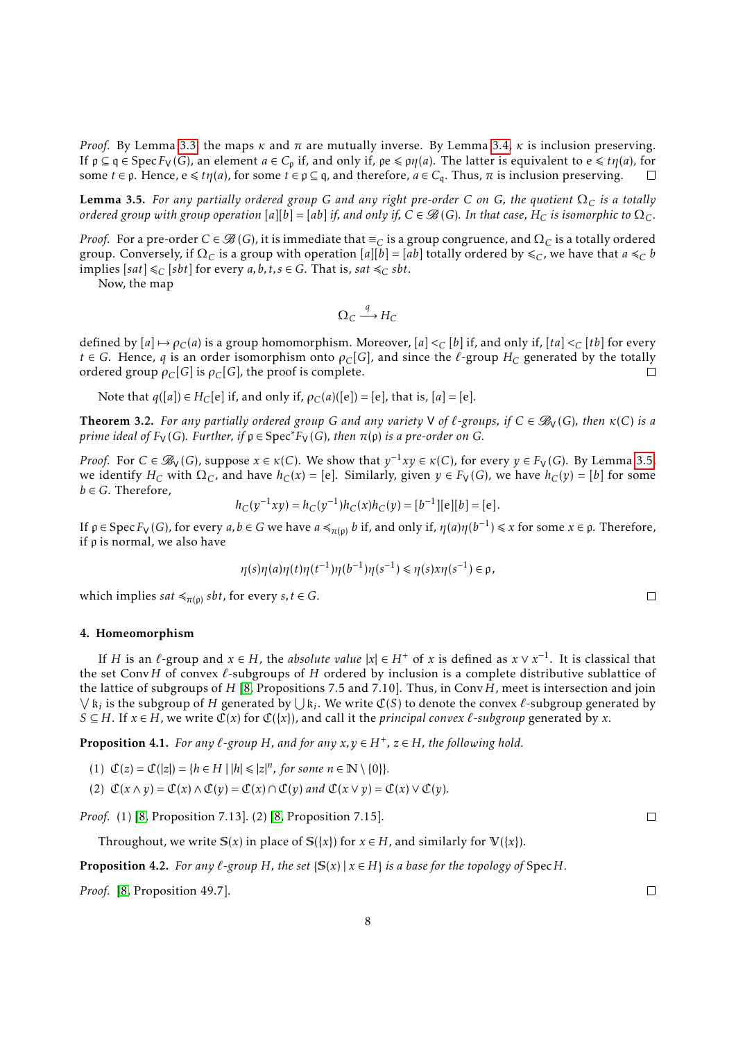*Proof.* By Lemma 3.3, the maps $\kappa$ and $\pi$ are mutually inverse. By Lemma 3.4, $\kappa$ is inclusion preserving. If $\mathfrak{p} \subseteq \mathfrak{q} \in \operatorname{Spec} F_{\mathsf{V}}(G)$, an element $a \in C_{\mathfrak{p}}$ if, and only if, $\mathfrak{p}\mathrm{e} \leqslant \mathfrak{p}\eta(a)$. The latter is equivalent to $\mathrm{e} \leqslant t\eta(a)$, for some $t \in \mathfrak{p}$. Hence, $\mathrm{e} \leqslant t\eta(a)$, for some $t \in \mathfrak{p} \subseteq \mathfrak{q}$, and therefore, $a \in C_{\mathfrak{q}}$. Thus, $\pi$ is inclusion preserving. □

**Lemma 3.5.** *For any partially ordered group $G$ and any right pre-order $C$ on $G$, the quotient $\Omega_C$ is a totally ordered group with group operation $[a][b] = [ab]$ if, and only if, $C \in \mathscr{B}(G)$. In that case, $H_C$ is isomorphic to $\Omega_C$.*

*Proof.* For a pre-order $C \in \mathscr{B}(G)$, it is immediate that $\equiv_C$ is a group congruence, and $\Omega_C$ is a totally ordered group. Conversely, if $\Omega_C$ is a group with operation $[a][b] = [ab]$ totally ordered by $\leqslant_C$, we have that $a \leqslant_C b$ implies $[sat] \leqslant_C [sbt]$ for every $a, b, t, s \in G$. That is, $sat \leqslant_C sbt$.

Now, the map

$$\Omega_C \xrightarrow{q} H_C$$

defined by $[a] \mapsto \rho_C(a)$ is a group homomorphism. Moreover, $[a] <_C [b]$ if, and only if, $[ta] <_C [tb]$ for every $t \in G$. Hence, $q$ is an order isomorphism onto $\rho_C[G]$, and since the $\ell$-group $H_C$ generated by the totally ordered group $\rho_C[G]$ is $\rho_C[G]$, the proof is complete. □

Note that $q([a]) \in H_C[\mathrm{e}]$ if, and only if, $\rho_C(a)([\mathrm{e}]) = [\mathrm{e}]$, that is, $[a] = [\mathrm{e}]$.

**Theorem 3.2.** *For any partially ordered group $G$ and any variety $\mathsf{V}$ of $\ell$-groups, if $C \in \mathscr{B}_{\mathsf{V}}(G)$, then $\kappa(C)$ is a prime ideal of $F_{\mathsf{V}}(G)$. Further, if $\mathfrak{p} \in \operatorname{Spec}^* F_{\mathsf{V}}(G)$, then $\pi(\mathfrak{p})$ is a pre-order on $G$.*

*Proof.* For $C \in \mathscr{B}_{\mathsf{V}}(G)$, suppose $x \in \kappa(C)$. We show that $y^{-1}xy \in \kappa(C)$, for every $y \in F_{\mathsf{V}}(G)$. By Lemma 3.5, we identify $H_C$ with $\Omega_C$, and have $h_C(x) = [\mathrm{e}]$. Similarly, given $y \in F_{\mathsf{V}}(G)$, we have $h_C(y) = [b]$ for some $b \in G$. Therefore,

$$h_C(y^{-1}xy) = h_C(y^{-1})h_C(x)h_C(y) = [b^{-1}][\mathrm{e}][b] = [\mathrm{e}].$$

If $\mathfrak{p} \in \operatorname{Spec} F_{\mathsf{V}}(G)$, for every $a, b \in G$ we have $a \leqslant_{\pi(\mathfrak{p})} b$ if, and only if, $\eta(a)\eta(b^{-1}) \leqslant x$ for some $x \in \mathfrak{p}$. Therefore, if $\mathfrak{p}$ is normal, we also have

$$\eta(s)\eta(a)\eta(t)\eta(t^{-1})\eta(b^{-1})\eta(s^{-1}) \leqslant \eta(s)x\eta(s^{-1}) \in \mathfrak{p},$$

which implies $sat \leqslant_{\pi(\mathfrak{p})} sbt$, for every $s, t \in G$. □

#### 4. Homeomorphism

If $H$ is an $\ell$-group and $x \in H$, the *absolute value* $|x| \in H^+$ of $x$ is defined as $x \vee x^{-1}$. It is classical that the set $\operatorname{Conv} H$ of convex $\ell$-subgroups of $H$ ordered by inclusion is a complete distributive sublattice of the lattice of subgroups of $H$ [8, Propositions 7.5 and 7.10]. Thus, in $\operatorname{Conv} H$, meet is intersection and join $\bigvee \mathfrak{k}_i$ is the subgroup of $H$ generated by $\bigcup \mathfrak{k}_i$. We write $\mathfrak{C}(S)$ to denote the convex $\ell$-subgroup generated by $S \subseteq H$. If $x \in H$, we write $\mathfrak{C}(x)$ for $\mathfrak{C}(\{x\})$, and call it the *principal convex $\ell$-subgroup* generated by $x$.

**Proposition 4.1.** *For any $\ell$-group $H$, and for any $x, y \in H^+$, $z \in H$, the following hold.*

(1) $\mathfrak{C}(z) = \mathfrak{C}(|z|) = \{h \in H \mid |h| \leqslant |z|^n$, for some $n \in \mathbb{N} \setminus \{0\}\}$.
(2) $\mathfrak{C}(x \wedge y) = \mathfrak{C}(x) \wedge \mathfrak{C}(y) = \mathfrak{C}(x) \cap \mathfrak{C}(y)$ and $\mathfrak{C}(x \vee y) = \mathfrak{C}(x) \vee \mathfrak{C}(y)$.

*Proof.* (1) [8, Proposition 7.13]. (2) [8, Proposition 7.15]. □

Throughout, we write $\mathbb{S}(x)$ in place of $\mathbb{S}(\{x\})$ for $x \in H$, and similarly for $\mathbb{V}(\{x\})$.

**Proposition 4.2.** *For any $\ell$-group $H$, the set $\{\mathbb{S}(x) \mid x \in H\}$ is a base for the topology of $\operatorname{Spec} H$.*

*Proof.* [8, Proposition 49.7]. □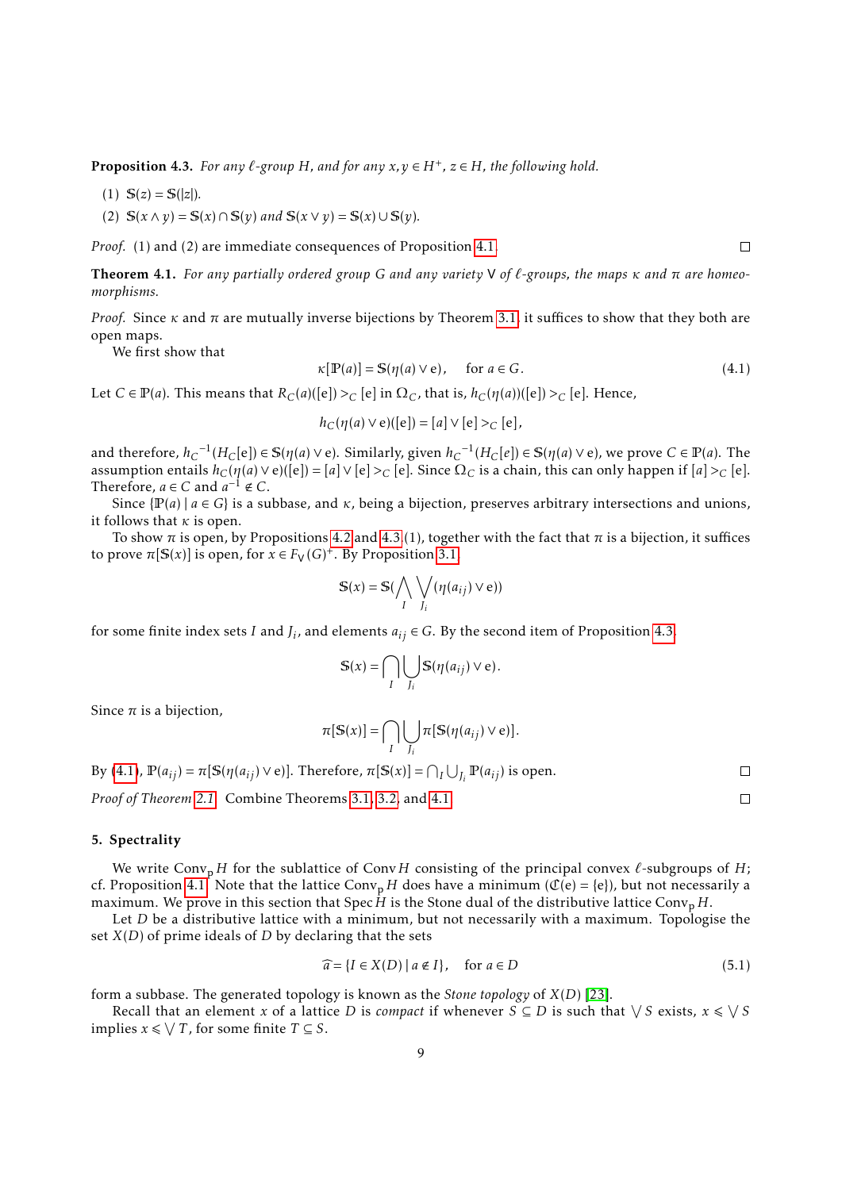**Proposition 4.3.** *For any $\ell$-group $H$, and for any $x, y \in H^+$, $z \in H$, the following hold.*

1. $\mathbb{S}(z) = \mathbb{S}(|z|)$.
2. $\mathbb{S}(x \wedge y) = \mathbb{S}(x) \cap \mathbb{S}(y)$ *and* $\mathbb{S}(x \vee y) = \mathbb{S}(x) \cup \mathbb{S}(y)$.

*Proof.* (1) and (2) are immediate consequences of Proposition 4.1. □

**Theorem 4.1.** *For any partially ordered group $G$ and any variety $\mathsf{V}$ of $\ell$-groups, the maps $\kappa$ and $\pi$ are homeomorphisms.*

*Proof.* Since $\kappa$ and $\pi$ are mutually inverse bijections by Theorem 3.1, it suffices to show that they both are open maps.

We first show that

$$\kappa[\mathbb{P}(a)] = \mathbb{S}(\eta(a) \vee \mathrm{e}), \quad \text{for } a \in G. \tag{4.1}$$

Let $C \in \mathbb{P}(a)$. This means that $R_C(a)([\mathrm{e}]) >_C [\mathrm{e}]$ in $\Omega_C$, that is, $h_C(\eta(a))([\mathrm{e}]) >_C [\mathrm{e}]$. Hence,

$$h_C(\eta(a) \vee \mathrm{e})([\mathrm{e}]) = [a] \vee [\mathrm{e}] >_C [\mathrm{e}],$$

and therefore, ${h_C}^{-1}(H_C[\mathrm{e}]) \in \mathbb{S}(\eta(a) \vee \mathrm{e})$. Similarly, given ${h_C}^{-1}(H_C[e]) \in \mathbb{S}(\eta(a) \vee \mathrm{e})$, we prove $C \in \mathbb{P}(a)$. The assumption entails $h_C(\eta(a) \vee \mathrm{e})([\mathrm{e}]) = [a] \vee [\mathrm{e}] >_C [\mathrm{e}]$. Since $\Omega_C$ is a chain, this can only happen if $[a] >_C [\mathrm{e}]$. Therefore, $a \in C$ and $a^{-1} \notin C$.

Since $\{\mathbb{P}(a) \mid a \in G\}$ is a subbase, and $\kappa$, being a bijection, preserves arbitrary intersections and unions, it follows that $\kappa$ is open.

To show $\pi$ is open, by Propositions 4.2 and 4.3 (1), together with the fact that $\pi$ is a bijection, it suffices to prove $\pi[\mathbb{S}(x)]$ is open, for $x \in F_{\mathsf{V}}(G)^+$. By Proposition 3.1,

$$\mathbb{S}(x) = \mathbb{S}(\bigwedge_I \bigvee_{J_i} (\eta(a_{ij}) \vee \mathrm{e}))$$

for some finite index sets $I$ and $J_i$, and elements $a_{ij} \in G$. By the second item of Proposition 4.3,

$$\mathbb{S}(x) = \bigcap_I \bigcup_{J_i} \mathbb{S}(\eta(a_{ij}) \vee \mathrm{e}).$$

Since $\pi$ is a bijection,

$$\pi[\mathbb{S}(x)] = \bigcap_I \bigcup_{J_i} \pi[\mathbb{S}(\eta(a_{ij}) \vee \mathrm{e})].$$

By (4.1), $\mathbb{P}(a_{ij}) = \pi[\mathbb{S}(\eta(a_{ij}) \vee \mathrm{e})]$. Therefore, $\pi[\mathbb{S}(x)] = \bigcap_I \bigcup_{J_i} \mathbb{P}(a_{ij})$ is open. □

*Proof of Theorem 2.1.* Combine Theorems 3.1, 3.2, and 4.1. □

## 5. Spectrality

We write $\operatorname{Conv}_{\mathrm{p}} H$ for the sublattice of $\operatorname{Conv} H$ consisting of the principal convex $\ell$-subgroups of $H$; cf. Proposition 4.1. Note that the lattice $\operatorname{Conv}_{\mathrm{p}} H$ does have a minimum ($\mathfrak{C}(\mathrm{e}) = \{\mathrm{e}\}$), but not necessarily a maximum. We prove in this section that $\operatorname{Spec} H$ is the Stone dual of the distributive lattice $\operatorname{Conv}_{\mathrm{p}} H$.

Let $D$ be a distributive lattice with a minimum, but not necessarily with a maximum. Topologise the set $X(D)$ of prime ideals of $D$ by declaring that the sets

$$\widehat{a} = \{I \in X(D) \mid a \notin I\}, \quad \text{for } a \in D \tag{5.1}$$

form a subbase. The generated topology is known as the *Stone topology* of $X(D)$ [23].

Recall that an element $x$ of a lattice $D$ is *compact* if whenever $S \subseteq D$ is such that $\bigvee S$ exists, $x \leqslant \bigvee S$ implies $x \leqslant \bigvee T$, for some finite $T \subseteq S$.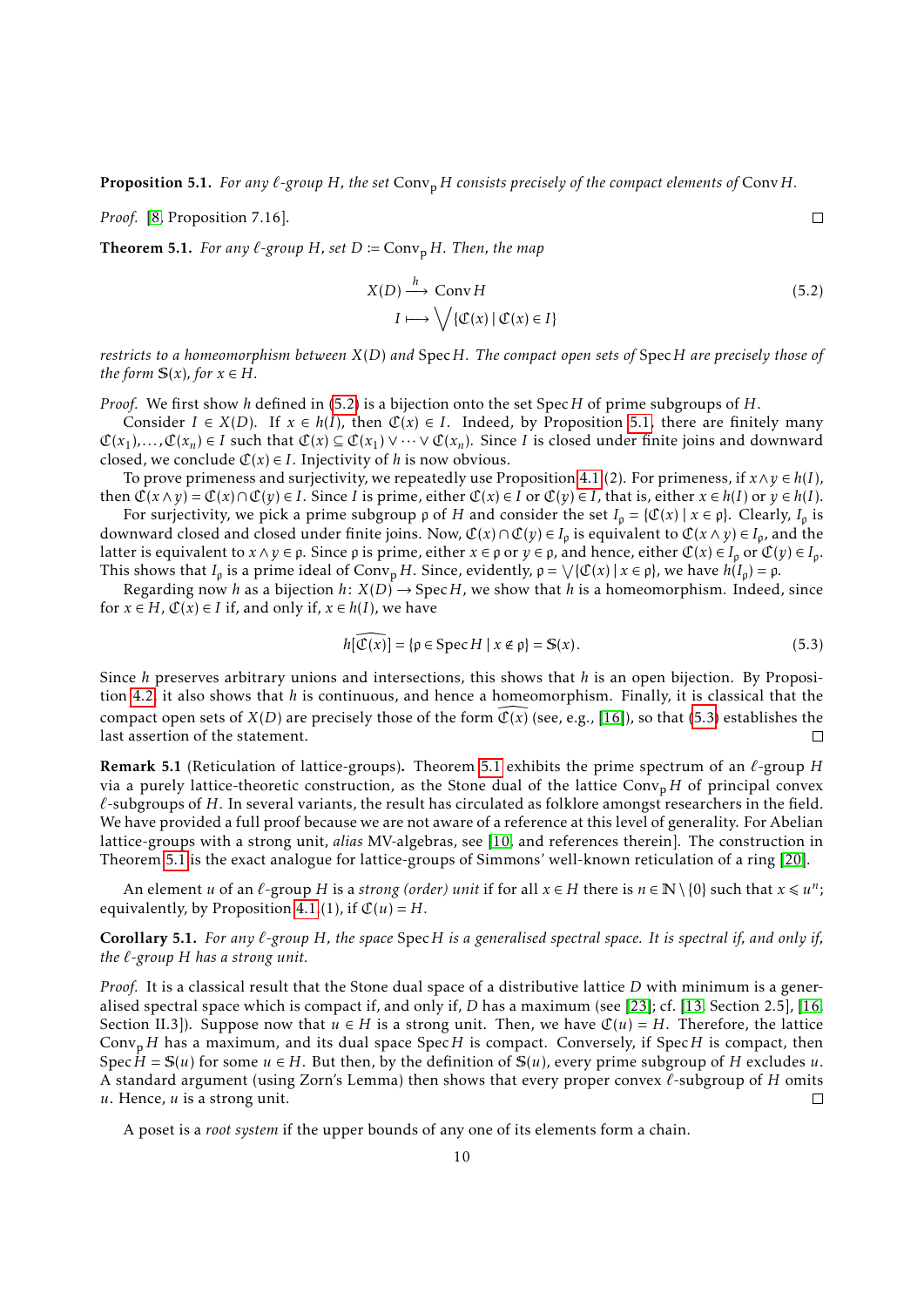**Proposition 5.1.** *For any $\ell$-group $H$, the set $\mathrm{Conv}_{\mathrm{p}}\, H$ consists precisely of the compact elements of $\mathrm{Conv}\, H$.*

*Proof.* [8, Proposition 7.16]. ☐

**Theorem 5.1.** *For any $\ell$-group $H$, set $D := \mathrm{Conv}_{\mathrm{p}}\, H$. Then, the map*

$$
\begin{aligned}
X(D) &\xrightarrow{\ h\ } \mathrm{Conv}\, H \\
I &\longmapsto \bigvee \{\mathfrak{C}(x) \mid \mathfrak{C}(x) \in I\}
\end{aligned}
\tag{5.2}
$$

*restricts to a homeomorphism between $X(D)$ and $\mathrm{Spec}\, H$. The compact open sets of $\mathrm{Spec}\, H$ are precisely those of the form $\mathbb{S}(x)$, for $x \in H$.*

*Proof.* We first show $h$ defined in (5.2) is a bijection onto the set $\mathrm{Spec}\, H$ of prime subgroups of $H$.

Consider $I \in X(D)$. If $x \in h(I)$, then $\mathfrak{C}(x) \in I$. Indeed, by Proposition 5.1, there are finitely many $\mathfrak{C}(x_1), \ldots, \mathfrak{C}(x_n) \in I$ such that $\mathfrak{C}(x) \subseteq \mathfrak{C}(x_1) \vee \cdots \vee \mathfrak{C}(x_n)$. Since $I$ is closed under finite joins and downward closed, we conclude $\mathfrak{C}(x) \in I$. Injectivity of $h$ is now obvious.

To prove primeness and surjectivity, we repeatedly use Proposition 4.1 (2). For primeness, if $x \wedge y \in h(I)$, then $\mathfrak{C}(x \wedge y) = \mathfrak{C}(x) \cap \mathfrak{C}(y) \in I$. Since $I$ is prime, either $\mathfrak{C}(x) \in I$ or $\mathfrak{C}(y) \in I$, that is, either $x \in h(I)$ or $y \in h(I)$.

For surjectivity, we pick a prime subgroup $\mathfrak{p}$ of $H$ and consider the set $I_{\mathfrak{p}} = \{\mathfrak{C}(x) \mid x \in \mathfrak{p}\}$. Clearly, $I_{\mathfrak{p}}$ is downward closed and closed under finite joins. Now, $\mathfrak{C}(x) \cap \mathfrak{C}(y) \in I_{\mathfrak{p}}$ is equivalent to $\mathfrak{C}(x \wedge y) \in I_{\mathfrak{p}}$, and the latter is equivalent to $x \wedge y \in \mathfrak{p}$. Since $\mathfrak{p}$ is prime, either $x \in \mathfrak{p}$ or $y \in \mathfrak{p}$, and hence, either $\mathfrak{C}(x) \in I_{\mathfrak{p}}$ or $\mathfrak{C}(y) \in I_{\mathfrak{p}}$. This shows that $I_{\mathfrak{p}}$ is a prime ideal of $\mathrm{Conv}_{\mathrm{p}}\, H$. Since, evidently, $\mathfrak{p} = \bigvee \{\mathfrak{C}(x) \mid x \in \mathfrak{p}\}$, we have $h(I_{\mathfrak{p}}) = \mathfrak{p}$.

Regarding now $h$ as a bijection $h \colon X(D) \to \mathrm{Spec}\, H$, we show that $h$ is a homeomorphism. Indeed, since for $x \in H$, $\mathfrak{C}(x) \in I$ if, and only if, $x \in h(I)$, we have

$$
h[\widehat{\mathfrak{C}(x)}] = \{\mathfrak{p} \in \mathrm{Spec}\, H \mid x \notin \mathfrak{p}\} = \mathbb{S}(x). \tag{5.3}
$$

Since $h$ preserves arbitrary unions and intersections, this shows that $h$ is an open bijection. By Proposition 4.2, it also shows that $h$ is continuous, and hence a homeomorphism. Finally, it is classical that the compact open sets of $X(D)$ are precisely those of the form $\widehat{\mathfrak{C}(x)}$ (see, e.g., [16]), so that (5.3) establishes the last assertion of the statement. ☐

**Remark 5.1** (Reticulation of lattice-groups)**.** Theorem 5.1 exhibits the prime spectrum of an $\ell$-group $H$ via a purely lattice-theoretic construction, as the Stone dual of the lattice $\mathrm{Conv}_{\mathrm{p}}\, H$ of principal convex $\ell$-subgroups of $H$. In several variants, the result has circulated as folklore amongst researchers in the field. We have provided a full proof because we are not aware of a reference at this level of generality. For Abelian lattice-groups with a strong unit, *alias* MV-algebras, see [10, and references therein]. The construction in Theorem 5.1 is the exact analogue for lattice-groups of Simmons' well-known reticulation of a ring [20].

An element $u$ of an $\ell$-group $H$ is a *strong (order) unit* if for all $x \in H$ there is $n \in \mathbb{N} \setminus \{0\}$ such that $x \leqslant u^n$; equivalently, by Proposition 4.1 (1), if $\mathfrak{C}(u) = H$.

**Corollary 5.1.** *For any $\ell$-group $H$, the space $\mathrm{Spec}\, H$ is a generalised spectral space. It is spectral if, and only if, the $\ell$-group $H$ has a strong unit.*

*Proof.* It is a classical result that the Stone dual space of a distributive lattice $D$ with minimum is a generalised spectral space which is compact if, and only if, $D$ has a maximum (see [23]; cf. [13, Section 2.5], [16, Section II.3]). Suppose now that $u \in H$ is a strong unit. Then, we have $\mathfrak{C}(u) = H$. Therefore, the lattice $\mathrm{Conv}_{\mathrm{p}}\, H$ has a maximum, and its dual space $\mathrm{Spec}\, H$ is compact. Conversely, if $\mathrm{Spec}\, H$ is compact, then $\mathrm{Spec}\, H = \mathbb{S}(u)$ for some $u \in H$. But then, by the definition of $\mathbb{S}(u)$, every prime subgroup of $H$ excludes $u$. A standard argument (using Zorn's Lemma) then shows that every proper convex $\ell$-subgroup of $H$ omits $u$. Hence, $u$ is a strong unit. ☐

A poset is a *root system* if the upper bounds of any one of its elements form a chain.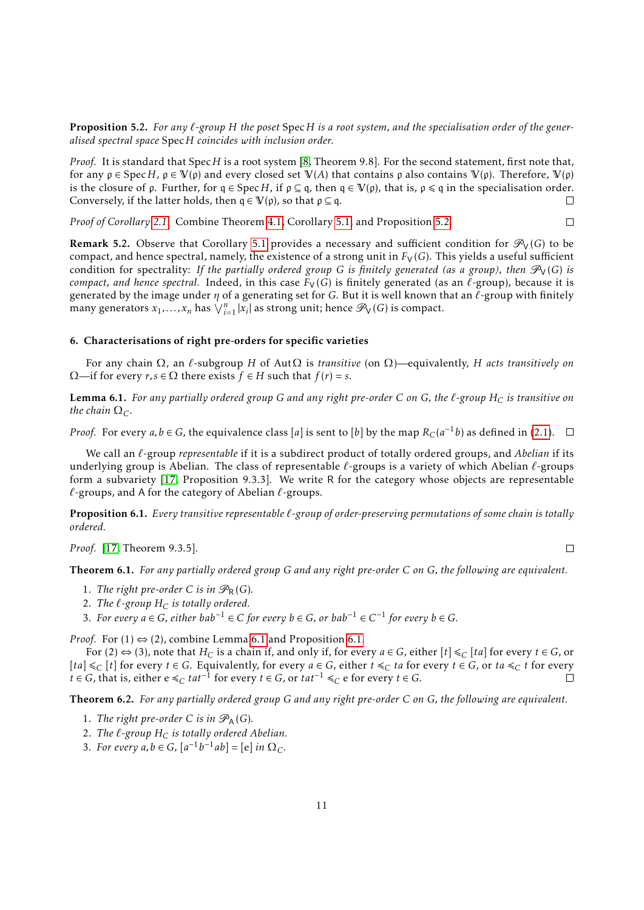**Proposition 5.2.** *For any ℓ-group $H$ the poset* Spec $H$ *is a root system, and the specialisation order of the generalised spectral space* Spec $H$ *coincides with inclusion order.*

*Proof.* It is standard that Spec $H$ is a root system [8, Theorem 9.8]. For the second statement, first note that, for any $\mathfrak{p} \in \operatorname{Spec} H$, $\mathfrak{p} \in \mathbb{V}(\mathfrak{p})$ and every closed set $\mathbb{V}(A)$ that contains $\mathfrak{p}$ also contains $\mathbb{V}(\mathfrak{p})$. Therefore, $\mathbb{V}(\mathfrak{p})$ is the closure of $\mathfrak{p}$. Further, for $\mathfrak{q} \in \operatorname{Spec} H$, if $\mathfrak{p} \subseteq \mathfrak{q}$, then $\mathfrak{q} \in \mathbb{V}(\mathfrak{p})$, that is, $\mathfrak{p} \leqslant \mathfrak{q}$ in the specialisation order. Conversely, if the latter holds, then $\mathfrak{q} \in \mathbb{V}(\mathfrak{p})$, so that $\mathfrak{p} \subseteq \mathfrak{q}$. ☐

*Proof of Corollary 2.1.* Combine Theorem 4.1, Corollary 5.1, and Proposition 5.2. ☐

**Remark 5.2.** Observe that Corollary 5.1 provides a necessary and sufficient condition for $\mathscr{P}_{\mathsf{V}}(G)$ to be compact, and hence spectral, namely, the existence of a strong unit in $F_{\mathsf{V}}(G)$. This yields a useful sufficient condition for spectrality: *If the partially ordered group $G$ is finitely generated (as a group), then $\mathscr{P}_{\mathsf{V}}(G)$ is compact, and hence spectral.* Indeed, in this case $F_{\mathsf{V}}(G)$ is finitely generated (as an ℓ-group), because it is generated by the image under $\eta$ of a generating set for $G$. But it is well known that an ℓ-group with finitely many generators $x_1,\ldots,x_n$ has $\bigvee_{i=1}^{n}|x_i|$ as strong unit; hence $\mathscr{P}_{\mathsf{V}}(G)$ is compact.

## 6. Characterisations of right pre-orders for specific varieties

For any chain $\Omega$, an ℓ-subgroup $H$ of Aut $\Omega$ is *transitive* (on $\Omega$)—equivalently, *$H$ acts transitively on* $\Omega$—if for every $r,s \in \Omega$ there exists $f \in H$ such that $f(r) = s$.

**Lemma 6.1.** *For any partially ordered group $G$ and any right pre-order $C$ on $G$, the ℓ-group $H_C$ is transitive on the chain $\Omega_C$.*

*Proof.* For every $a,b \in G$, the equivalence class $[a]$ is sent to $[b]$ by the map $R_C(a^{-1}b)$ as defined in (2.1). ☐

We call an ℓ-group *representable* if it is a subdirect product of totally ordered groups, and *Abelian* if its underlying group is Abelian. The class of representable ℓ-groups is a variety of which Abelian ℓ-groups form a subvariety [17, Proposition 9.3.3]. We write R for the category whose objects are representable ℓ-groups, and A for the category of Abelian ℓ-groups.

**Proposition 6.1.** *Every transitive representable ℓ-group of order-preserving permutations of some chain is totally ordered.*

*Proof.* [17, Theorem 9.3.5]. ☐

**Theorem 6.1.** *For any partially ordered group $G$ and any right pre-order $C$ on $G$, the following are equivalent.*

1. *The right pre-order $C$ is in $\mathscr{P}_{\mathsf{R}}(G)$.*
2. *The ℓ-group $H_C$ is totally ordered.*
3. *For every $a \in G$, either $bab^{-1} \in C$ for every $b \in G$, or $bab^{-1} \in C^{-1}$ for every $b \in G$.*

*Proof.* For (1) ⇔ (2), combine Lemma 6.1 and Proposition 6.1.

For (2) ⇔ (3), note that $H_C$ is a chain if, and only if, for every $a \in G$, either $[t] \leqslant_C [ta]$ for every $t \in G$, or $[ta] \leqslant_C [t]$ for every $t \in G$. Equivalently, for every $a \in G$, either $t \preccurlyeq_C ta$ for every $t \in G$, or $ta \preccurlyeq_C t$ for every $t \in G$, that is, either $\mathrm{e} \preccurlyeq_C tat^{-1}$ for every $t \in G$, or $tat^{-1} \preccurlyeq_C \mathrm{e}$ for every $t \in G$. ☐

**Theorem 6.2.** *For any partially ordered group $G$ and any right pre-order $C$ on $G$, the following are equivalent.*

1. *The right pre-order $C$ is in $\mathscr{P}_{\mathsf{A}}(G)$.*
2. *The ℓ-group $H_C$ is totally ordered Abelian.*
3. *For every $a,b \in G$, $[a^{-1}b^{-1}ab] = [\mathrm{e}]$ in $\Omega_C$.*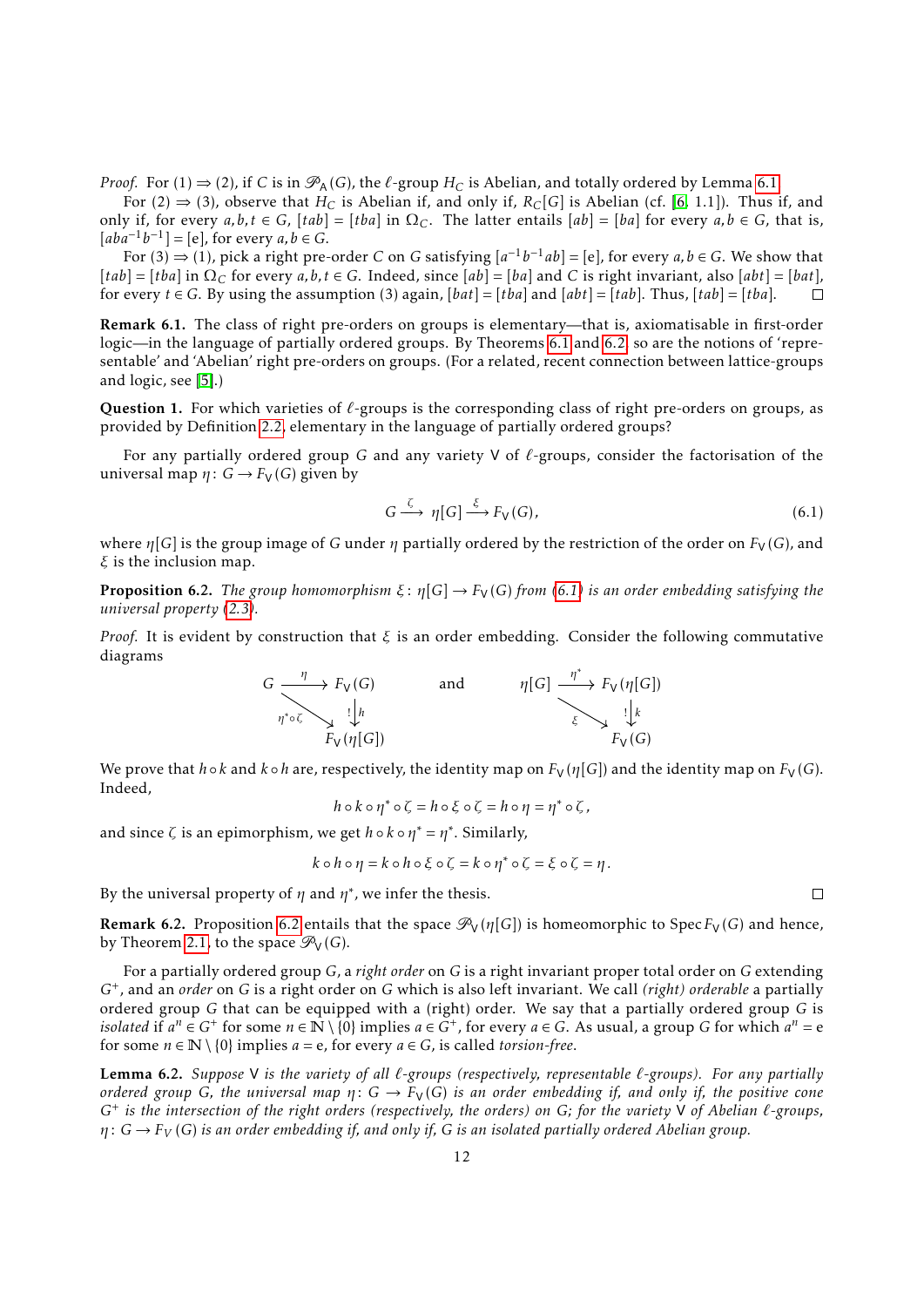*Proof.* For (1) ⇒ (2), if $C$ is in $\mathscr{P}_{\mathsf{A}}(G)$, the $\ell$-group $H_C$ is Abelian, and totally ordered by Lemma 6.1.

For (2) ⇒ (3), observe that $H_C$ is Abelian if, and only if, $R_C[G]$ is Abelian (cf. [6, 1.1]). Thus if, and only if, for every $a,b,t \in G$, $[tab] = [tba]$ in $\Omega_C$. The latter entails $[ab] = [ba]$ for every $a,b \in G$, that is, $[aba^{-1}b^{-1}] = [\mathrm{e}]$, for every $a,b \in G$.

For (3) ⇒ (1), pick a right pre-order $C$ on $G$ satisfying $[a^{-1}b^{-1}ab] = [\mathrm{e}]$, for every $a,b \in G$. We show that $[tab] = [tba]$ in $\Omega_C$ for every $a,b,t \in G$. Indeed, since $[ab] = [ba]$ and $C$ is right invariant, also $[abt] = [bat]$, for every $t \in G$. By using the assumption (3) again, $[bat] = [tba]$ and $[abt] = [tab]$. Thus, $[tab] = [tba]$. ◻

**Remark 6.1.** The class of right pre-orders on groups is elementary—that is, axiomatisable in first-order logic—in the language of partially ordered groups. By Theorems 6.1 and 6.2, so are the notions of 'representable' and 'Abelian' right pre-orders on groups. (For a related, recent connection between lattice-groups and logic, see [5].)

**Question 1.** For which varieties of $\ell$-groups is the corresponding class of right pre-orders on groups, as provided by Definition 2.2, elementary in the language of partially ordered groups?

For any partially ordered group $G$ and any variety $\mathsf{V}$ of $\ell$-groups, consider the factorisation of the universal map $\eta\colon G \to F_{\mathsf{V}}(G)$ given by

$$G \xrightarrow{\ \zeta\ } \eta[G] \xrightarrow{\ \xi\ } F_{\mathsf{V}}(G), \tag{6.1}$$

where $\eta[G]$ is the group image of $G$ under $\eta$ partially ordered by the restriction of the order on $F_{\mathsf{V}}(G)$, and $\xi$ is the inclusion map.

**Proposition 6.2.** *The group homomorphism $\xi\colon \eta[G] \to F_{\mathsf{V}}(G)$ from (6.1) is an order embedding satisfying the universal property (2.3).*

*Proof.* It is evident by construction that $\xi$ is an order embedding. Consider the following commutative diagrams

$$\begin{array}{ccc} G & \xrightarrow{\ \eta\ } & F_{\mathsf{V}}(G) \\ & {\scriptstyle \eta^*\circ\zeta}\searrow & \big\downarrow {\scriptstyle !\, h} \\ & & F_{\mathsf{V}}(\eta[G]) \end{array} \qquad \text{and} \qquad \begin{array}{ccc} \eta[G] & \xrightarrow{\ \eta^*\ } & F_{\mathsf{V}}(\eta[G]) \\ & {\scriptstyle \xi}\searrow & \big\downarrow {\scriptstyle !\, k} \\ & & F_{\mathsf{V}}(G) \end{array}$$

We prove that $h \circ k$ and $k \circ h$ are, respectively, the identity map on $F_{\mathsf{V}}(\eta[G])$ and the identity map on $F_{\mathsf{V}}(G)$. Indeed,

$$h \circ k \circ \eta^* \circ \zeta = h \circ \xi \circ \zeta = h \circ \eta = \eta^* \circ \zeta,$$

and since $\zeta$ is an epimorphism, we get $h \circ k \circ \eta^* = \eta^*$. Similarly,

$$k \circ h \circ \eta = k \circ h \circ \xi \circ \zeta = k \circ \eta^* \circ \zeta = \xi \circ \zeta = \eta.$$

By the universal property of $\eta$ and $\eta^*$, we infer the thesis. ◻

**Remark 6.2.** Proposition 6.2 entails that the space $\mathscr{P}_{\mathsf{V}}(\eta[G])$ is homeomorphic to $\operatorname{Spec} F_{\mathsf{V}}(G)$ and hence, by Theorem 2.1, to the space $\mathscr{P}_{\mathsf{V}}(G)$.

For a partially ordered group $G$, a *right order* on $G$ is a right invariant proper total order on $G$ extending $G^+$, and an *order* on $G$ is a right order on $G$ which is also left invariant. We call *(right) orderable* a partially ordered group $G$ that can be equipped with a (right) order. We say that a partially ordered group $G$ is *isolated* if $a^n \in G^+$ for some $n \in \mathbb{N}\setminus\{0\}$ implies $a \in G^+$, for every $a \in G$. As usual, a group $G$ for which $a^n = \mathrm{e}$ for some $n \in \mathbb{N}\setminus\{0\}$ implies $a = \mathrm{e}$, for every $a \in G$, is called *torsion-free*.

**Lemma 6.2.** *Suppose $\mathsf{V}$ is the variety of all $\ell$-groups (respectively, representable $\ell$-groups). For any partially ordered group $G$, the universal map $\eta\colon G \to F_{\mathsf{V}}(G)$ is an order embedding if, and only if, the positive cone $G^+$ is the intersection of the right orders (respectively, the orders) on $G$; for the variety $\mathsf{V}$ of Abelian $\ell$-groups, $\eta\colon G \to F_{\mathsf{V}}(G)$ is an order embedding if, and only if, $G$ is an isolated partially ordered Abelian group.*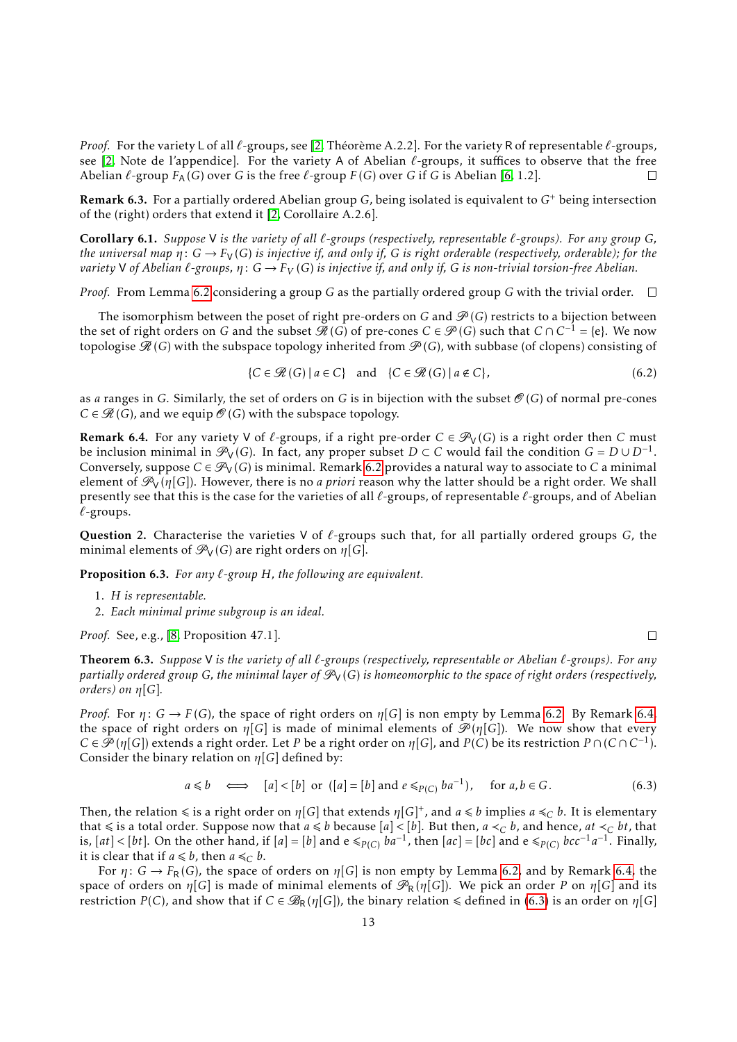*Proof.* For the variety L of all $\ell$-groups, see [2, Théorème A.2.2]. For the variety R of representable $\ell$-groups, see [2, Note de l'appendice]. For the variety A of Abelian $\ell$-groups, it suffices to observe that the free Abelian $\ell$-group $F_{\mathsf{A}}(G)$ over $G$ is the free $\ell$-group $F(G)$ over $G$ if $G$ is Abelian [6, 1.2]. □

**Remark 6.3.** For a partially ordered Abelian group $G$, being isolated is equivalent to $G^+$ being intersection of the (right) orders that extend it [2, Corollaire A.2.6].

**Corollary 6.1.** *Suppose* V *is the variety of all $\ell$-groups (respectively, representable $\ell$-groups). For any group $G$, the universal map $\eta\colon G \to F_{\mathsf{V}}(G)$ is injective if, and only if, $G$ is right orderable (respectively, orderable); for the variety* V *of Abelian $\ell$-groups, $\eta\colon G \to F_V(G)$ is injective if, and only if, $G$ is non-trivial torsion-free Abelian.*

*Proof.* From Lemma 6.2 considering a group $G$ as the partially ordered group $G$ with the trivial order. □

The isomorphism between the poset of right pre-orders on $G$ and $\mathscr{P}(G)$ restricts to a bijection between the set of right orders on $G$ and the subset $\mathscr{R}(G)$ of pre-cones $C \in \mathscr{P}(G)$ such that $C \cap C^{-1} = \{e\}$. We now topologise $\mathscr{R}(G)$ with the subspace topology inherited from $\mathscr{P}(G)$, with subbase (of clopens) consisting of

$$\{C \in \mathscr{R}(G) \mid a \in C\} \quad \text{and} \quad \{C \in \mathscr{R}(G) \mid a \notin C\}, \tag{6.2}$$

as $a$ ranges in $G$. Similarly, the set of orders on $G$ is in bijection with the subset $\mathscr{O}(G)$ of normal pre-cones $C \in \mathscr{R}(G)$, and we equip $\mathscr{O}(G)$ with the subspace topology.

**Remark 6.4.** For any variety V of $\ell$-groups, if a right pre-order $C \in \mathscr{P}_{\mathsf{V}}(G)$ is a right order then $C$ must be inclusion minimal in $\mathscr{P}_{\mathsf{V}}(G)$. In fact, any proper subset $D \subset C$ would fail the condition $G = D \cup D^{-1}$. Conversely, suppose $C \in \mathscr{P}_{\mathsf{V}}(G)$ is minimal. Remark 6.2 provides a natural way to associate to $C$ a minimal element of $\mathscr{P}_{\mathsf{V}}(\eta[G])$. However, there is no *a priori* reason why the latter should be a right order. We shall presently see that this is the case for the varieties of all $\ell$-groups, of representable $\ell$-groups, and of Abelian $\ell$-groups.

**Question 2.** Characterise the varieties V of $\ell$-groups such that, for all partially ordered groups $G$, the minimal elements of $\mathscr{P}_{\mathsf{V}}(G)$ are right orders on $\eta[G]$.

**Proposition 6.3.** *For any $\ell$-group $H$, the following are equivalent.*

1. *$H$ is representable.*
2. *Each minimal prime subgroup is an ideal.*

*Proof.* See, e.g., [8, Proposition 47.1]. □

**Theorem 6.3.** *Suppose* V *is the variety of all $\ell$-groups (respectively, representable or Abelian $\ell$-groups). For any partially ordered group $G$, the minimal layer of $\mathscr{P}_{\mathsf{V}}(G)$ is homeomorphic to the space of right orders (respectively, orders) on $\eta[G]$.*

*Proof.* For $\eta\colon G \to F(G)$, the space of right orders on $\eta[G]$ is non empty by Lemma 6.2. By Remark 6.4, the space of right orders on $\eta[G]$ is made of minimal elements of $\mathscr{P}(\eta[G])$. We now show that every $C \in \mathscr{P}(\eta[G])$ extends a right order. Let $P$ be a right order on $\eta[G]$, and $P(C)$ be its restriction $P \cap (C \cap C^{-1})$. Consider the binary relation on $\eta[G]$ defined by:

$$a \leqslant b \iff [a] < [b] \text{ or } ([a] = [b] \text{ and } e \leqslant_{P(C)} ba^{-1}), \qquad \text{for } a, b \in G. \tag{6.3}$$

Then, the relation $\leqslant$ is a right order on $\eta[G]$ that extends $\eta[G]^+$, and $a \leqslant b$ implies $a \preccurlyeq_C b$. It is elementary that $\leqslant$ is a total order. Suppose now that $a \leqslant b$ because $[a] < [b]$. But then, $a \prec_C b$, and hence, $at \prec_C bt$, that is, $[at] < [bt]$. On the other hand, if $[a] = [b]$ and $e \leqslant_{P(C)} ba^{-1}$, then $[ac] = [bc]$ and $e \leqslant_{P(C)} bcc^{-1}a^{-1}$. Finally, it is clear that if $a \leqslant b$, then $a \preccurlyeq_C b$.

For $\eta\colon G \to F_{\mathsf{R}}(G)$, the space of orders on $\eta[G]$ is non empty by Lemma 6.2, and by Remark 6.4, the space of orders on $\eta[G]$ is made of minimal elements of $\mathscr{P}_{\mathsf{R}}(\eta[G])$. We pick an order $P$ on $\eta[G]$ and its restriction $P(C)$, and show that if $C \in \mathscr{B}_{\mathsf{R}}(\eta[G])$, the binary relation $\leqslant$ defined in (6.3) is an order on $\eta[G]$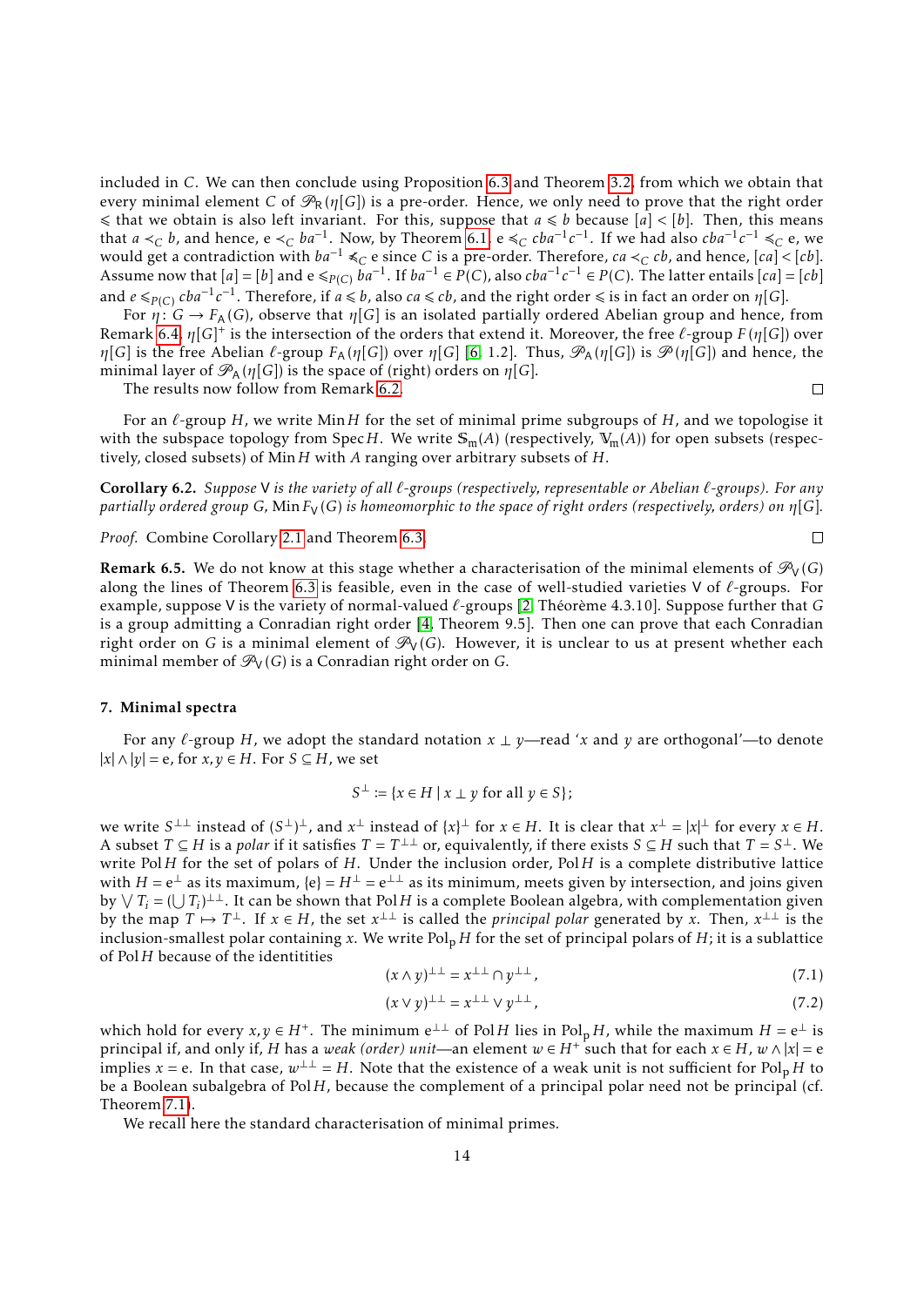included in $C$. We can then conclude using Proposition 6.3 and Theorem 3.2, from which we obtain that every minimal element $C$ of $\mathscr{P}_\mathsf{R}(\eta[G])$ is a pre-order. Hence, we only need to prove that the right order $\leqslant$ that we obtain is also left invariant. For this, suppose that $a \leqslant b$ because $[a] < [b]$. Then, this means that $a \prec_C b$, and hence, $\mathrm{e} \prec_C ba^{-1}$. Now, by Theorem 6.1, $\mathrm{e} \preccurlyeq_C cba^{-1}c^{-1}$. If we had also $cba^{-1}c^{-1} \preccurlyeq_C \mathrm{e}$, we would get a contradiction with $ba^{-1} \not\preccurlyeq_C \mathrm{e}$ since $C$ is a pre-order. Therefore, $ca \prec_C cb$, and hence, $[ca] < [cb]$. Assume now that $[a] = [b]$ and $\mathrm{e} \leqslant_{P(C)} ba^{-1}$. If $ba^{-1} \in P(C)$, also $cba^{-1}c^{-1} \in P(C)$. The latter entails $[ca] = [cb]$ and $e \leqslant_{P(C)} cba^{-1}c^{-1}$. Therefore, if $a \leqslant b$, also $ca \leqslant cb$, and the right order $\leqslant$ is in fact an order on $\eta[G]$.

For $\eta \colon G \to F_\mathsf{A}(G)$, observe that $\eta[G]$ is an isolated partially ordered Abelian group and hence, from Remark 6.4, $\eta[G]^+$ is the intersection of the orders that extend it. Moreover, the free $\ell$-group $F(\eta[G])$ over $\eta[G]$ is the free Abelian $\ell$-group $F_\mathsf{A}(\eta[G])$ over $\eta[G]$ [6, 1.2]. Thus, $\mathscr{P}_\mathsf{A}(\eta[G])$ is $\mathscr{P}(\eta[G])$ and hence, the minimal layer of $\mathscr{P}_\mathsf{A}(\eta[G])$ is the space of (right) orders on $\eta[G]$.

The results now follow from Remark 6.2. □

For an $\ell$-group $H$, we write $\operatorname{Min} H$ for the set of minimal prime subgroups of $H$, and we topologise it with the subspace topology from $\operatorname{Spec} H$. We write $\mathbb{S}_\mathrm{m}(A)$ (respectively, $\mathbb{V}_\mathrm{m}(A)$) for open subsets (respectively, closed subsets) of $\operatorname{Min} H$ with $A$ ranging over arbitrary subsets of $H$.

**Corollary 6.2.** *Suppose* $\mathsf{V}$ *is the variety of all* $\ell$*-groups (respectively, representable or Abelian* $\ell$*-groups). For any partially ordered group* $G$*,* $\operatorname{Min} F_\mathsf{V}(G)$ *is homeomorphic to the space of right orders (respectively, orders) on* $\eta[G]$*.*

*Proof.* Combine Corollary 2.1 and Theorem 6.3. □

**Remark 6.5.** We do not know at this stage whether a characterisation of the minimal elements of $\mathscr{P}_\mathsf{V}(G)$ along the lines of Theorem 6.3 is feasible, even in the case of well-studied varieties $\mathsf{V}$ of $\ell$-groups. For example, suppose $\mathsf{V}$ is the variety of normal-valued $\ell$-groups [2, Théorème 4.3.10]. Suppose further that $G$ is a group admitting a Conradian right order [4, Theorem 9.5]. Then one can prove that each Conradian right order on $G$ is a minimal element of $\mathscr{P}_\mathsf{V}(G)$. However, it is unclear to us at present whether each minimal member of $\mathscr{P}_\mathsf{V}(G)$ is a Conradian right order on $G$.

## 7. Minimal spectra

For any $\ell$-group $H$, we adopt the standard notation $x \perp y$—read '$x$ and $y$ are orthogonal'—to denote $|x| \wedge |y| = \mathrm{e}$, for $x, y \in H$. For $S \subseteq H$, we set

$$S^\perp := \{x \in H \mid x \perp y \text{ for all } y \in S\};$$

we write $S^{\perp\perp}$ instead of $(S^\perp)^\perp$, and $x^\perp$ instead of $\{x\}^\perp$ for $x \in H$. It is clear that $x^\perp = |x|^\perp$ for every $x \in H$. A subset $T \subseteq H$ is a *polar* if it satisfies $T = T^{\perp\perp}$ or, equivalently, if there exists $S \subseteq H$ such that $T = S^\perp$. We write $\operatorname{Pol} H$ for the set of polars of $H$. Under the inclusion order, $\operatorname{Pol} H$ is a complete distributive lattice with $H = \mathrm{e}^\perp$ as its maximum, $\{\mathrm{e}\} = H^\perp = \mathrm{e}^{\perp\perp}$ as its minimum, meets given by intersection, and joins given by $\bigvee T_i = (\bigcup T_i)^{\perp\perp}$. It can be shown that $\operatorname{Pol} H$ is a complete Boolean algebra, with complementation given by the map $T \mapsto T^\perp$. If $x \in H$, the set $x^{\perp\perp}$ is called the *principal polar* generated by $x$. Then, $x^{\perp\perp}$ is the inclusion-smallest polar containing $x$. We write $\operatorname{Pol}_\mathrm{p} H$ for the set of principal polars of $H$; it is a sublattice of $\operatorname{Pol} H$ because of the identitities

$$(x \wedge y)^{\perp\perp} = x^{\perp\perp} \cap y^{\perp\perp}, \tag{7.1}$$

$$(x \vee y)^{\perp\perp} = x^{\perp\perp} \vee y^{\perp\perp}, \tag{7.2}$$

which hold for every $x, y \in H^+$. The minimum $\mathrm{e}^{\perp\perp}$ of $\operatorname{Pol} H$ lies in $\operatorname{Pol}_\mathrm{p} H$, while the maximum $H = \mathrm{e}^\perp$ is principal if, and only if, $H$ has a *weak (order) unit*—an element $w \in H^+$ such that for each $x \in H$, $w \wedge |x| = \mathrm{e}$ implies $x = \mathrm{e}$. In that case, $w^{\perp\perp} = H$. Note that the existence of a weak unit is not sufficient for $\operatorname{Pol}_\mathrm{p} H$ to be a Boolean subalgebra of $\operatorname{Pol} H$, because the complement of a principal polar need not be principal (cf. Theorem 7.1).

We recall here the standard characterisation of minimal primes.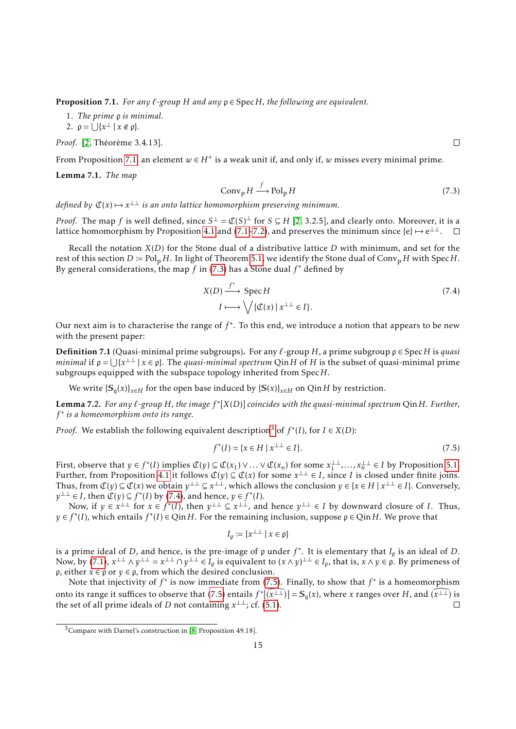**Proposition 7.1.** *For any $\ell$-group $H$ and any $\mathfrak{p} \in \operatorname{Spec} H$, the following are equivalent.*

1. *The prime $\mathfrak{p}$ is minimal.*
2. *$\mathfrak{p} = \bigcup\{x^\perp \mid x \notin \mathfrak{p}\}$.*

*Proof.* [2, Théorème 3.4.13]. □

From Proposition 7.1, an element $w \in H^+$ is a weak unit if, and only if, $w$ misses every minimal prime.

**Lemma 7.1.** *The map*

$$\operatorname{Conv_p} H \xrightarrow{\ f\ } \operatorname{Pol_p} H \tag{7.3}$$

*defined by $\mathfrak{C}(x) \mapsto x^{\perp\perp}$ is an onto lattice homomorphism preserving minimum.*

*Proof.* The map $f$ is well defined, since $S^\perp = \mathfrak{C}(S)^\perp$ for $S \subseteq H$ [2, 3.2.5], and clearly onto. Moreover, it is a lattice homomorphism by Proposition 4.1 and (7.1–7.2), and preserves the minimum since $\{e\} \mapsto e^{\perp\perp}$. □

Recall the notation $X(D)$ for the Stone dual of a distributive lattice $D$ with minimum, and set for the rest of this section $D := \operatorname{Pol_p} H$. In light of Theorem 5.1, we identify the Stone dual of $\operatorname{Conv_p} H$ with $\operatorname{Spec} H$. By general considerations, the map $f$ in (7.3) has a Stone dual $f^*$ defined by

$$\begin{aligned} X(D) &\xrightarrow{\ f^*\ } \operatorname{Spec} H \\ I &\longmapsto \bigvee\{\mathfrak{C}(x) \mid x^{\perp\perp} \in I\}. \end{aligned} \tag{7.4}$$

Our next aim is to characterise the range of $f^*$. To this end, we introduce a notion that appears to be new with the present paper:

**Definition 7.1** (Quasi-minimal prime subgroups). For any $\ell$-group $H$, a prime subgroup $\mathfrak{p} \in \operatorname{Spec} H$ is *quasi minimal* if $\mathfrak{p} = \bigcup\{x^{\perp\perp} \mid x \in \mathfrak{p}\}$. The *quasi-minimal spectrum* $\operatorname{Qin} H$ of $H$ is the subset of quasi-minimal prime subgroups equipped with the subspace topology inherited from $\operatorname{Spec} H$.

We write $\{\mathbb{S}_\mathfrak{q}(x)\}_{x \in H}$ for the open base induced by $\{\mathbb{S}(x)\}_{x \in H}$ on $\operatorname{Qin} H$ by restriction.

**Lemma 7.2.** *For any $\ell$-group $H$, the image $f^*[X(D)]$ coincides with the quasi-minimal spectrum $\operatorname{Qin} H$. Further, $f^*$ is a homeomorphism onto its range.*

*Proof.* We establish the following equivalent description[3] of $f^*(I)$, for $I \in X(D)$:

$$f^*(I) = \{x \in H \mid x^{\perp\perp} \in I\}. \tag{7.5}$$

First, observe that $y \in f^*(I)$ implies $\mathfrak{C}(y) \subseteq \mathfrak{C}(x_1) \vee \ldots \vee \mathfrak{C}(x_n)$ for some $x_1^{\perp\perp}, \ldots, x_n^{\perp\perp} \in I$ by Proposition 5.1. Further, from Proposition 4.1 it follows $\mathfrak{C}(y) \subseteq \mathfrak{C}(x)$ for some $x^{\perp\perp} \in I$, since $I$ is closed under finite joins. Thus, from $\mathfrak{C}(y) \subseteq \mathfrak{C}(x)$ we obtain $y^{\perp\perp} \subseteq x^{\perp\perp}$, which allows the conclusion $y \in \{x \in H \mid x^{\perp\perp} \in I\}$. Conversely, $y^{\perp\perp} \in I$, then $\mathfrak{C}(y) \subseteq f^*(I)$ by (7.4), and hence, $y \in f^*(I)$.

Now, if $y \in x^{\perp\perp}$ for $x \in f^*(I)$, then $y^{\perp\perp} \subseteq x^{\perp\perp}$, and hence $y^{\perp\perp} \in I$ by downward closure of $I$. Thus, $y \in f^*(I)$, which entails $f^*(I) \in \operatorname{Qin} H$. For the remaining inclusion, suppose $\mathfrak{p} \in \operatorname{Qin} H$. We prove that

$$I_\mathfrak{p} := \{x^{\perp\perp} \mid x \in \mathfrak{p}\}$$

is a prime ideal of $D$, and hence, is the pre-image of $\mathfrak{p}$ under $f^*$. It is elementary that $I_\mathfrak{p}$ is an ideal of $D$. Now, by (7.1), $x^{\perp\perp} \wedge y^{\perp\perp} = x^{\perp\perp} \cap y^{\perp\perp} \in I_\mathfrak{p}$ is equivalent to $(x \wedge y)^{\perp\perp} \in I_\mathfrak{p}$, that is, $x \wedge y \in \mathfrak{p}$. By primeness of $\mathfrak{p}$, either $x \in \mathfrak{p}$ or $y \in \mathfrak{p}$, from which the desired conclusion.

Note that injectivity of $f^*$ is now immediate from (7.5). Finally, to show that $f^*$ is a homeomorphism onto its range it suffices to observe that (7.5) entails $f^*[\widehat{(x^{\perp\perp})}] = \mathbb{S}_\mathfrak{q}(x)$, where $x$ ranges over $H$, and $\widehat{(x^{\perp\perp})}$ is the set of all prime ideals of $D$ not containing $x^{\perp\perp}$; cf. (5.1). □

[3] Compare with Darnel's construction in [8, Proposition 49.18].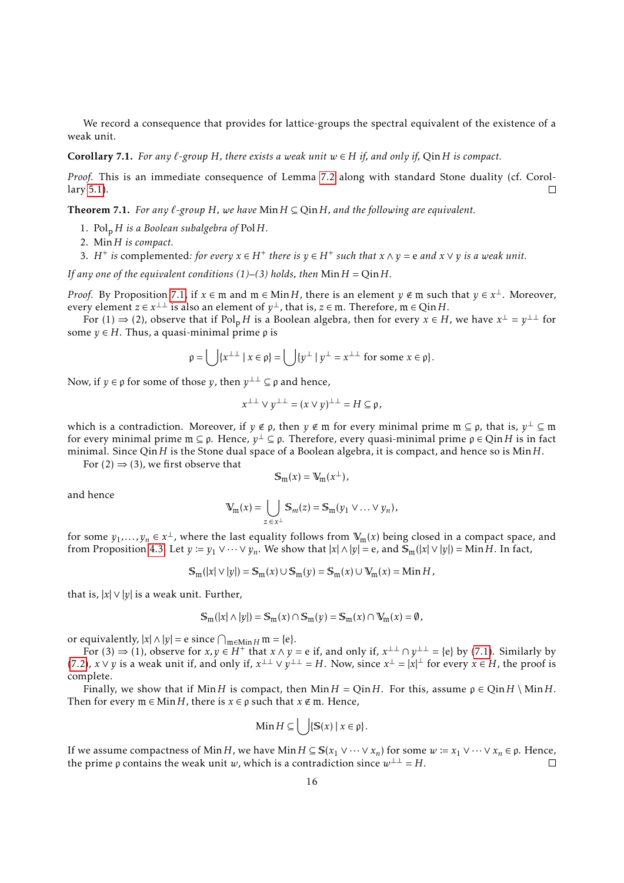We record a consequence that provides for lattice-groups the spectral equivalent of the existence of a weak unit.

**Corollary 7.1.** *For any $\ell$-group $H$, there exists a weak unit $w \in H$ if, and only if, $\mathrm{Qin}\, H$ is compact.*

*Proof.* This is an immediate consequence of Lemma 7.2 along with standard Stone duality (cf. Corollary 5.1). $\square$

**Theorem 7.1.** *For any $\ell$-group $H$, we have $\mathrm{Min}\, H \subseteq \mathrm{Qin}\, H$, and the following are equivalent.*

1. $\mathrm{Pol}_{\mathrm{p}}\, H$ *is a Boolean subalgebra of* $\mathrm{Pol}\, H$.
2. $\mathrm{Min}\, H$ *is compact.*
3. $H^+$ *is* complemented*: for every $x \in H^+$ there is $y \in H^+$ such that $x \wedge y = \mathrm{e}$ and $x \vee y$ is a weak unit.*

*If any one of the equivalent conditions (1)–(3) holds, then* $\mathrm{Min}\, H = \mathrm{Qin}\, H$.

*Proof.* By Proposition 7.1, if $x \in \mathfrak{m}$ and $\mathfrak{m} \in \mathrm{Min}\, H$, there is an element $y \notin \mathfrak{m}$ such that $y \in x^{\perp}$. Moreover, every element $z \in x^{\perp\perp}$ is also an element of $y^{\perp}$, that is, $z \in \mathfrak{m}$. Therefore, $\mathfrak{m} \in \mathrm{Qin}\, H$.

For (1) $\Rightarrow$ (2), observe that if $\mathrm{Pol}_{\mathrm{p}}\, H$ is a Boolean algebra, then for every $x \in H$, we have $x^{\perp} = y^{\perp\perp}$ for some $y \in H$. Thus, a quasi-minimal prime $\mathfrak{p}$ is

$$\mathfrak{p} = \bigcup\{x^{\perp\perp} \mid x \in \mathfrak{p}\} = \bigcup\{y^{\perp} \mid y^{\perp} = x^{\perp\perp} \text{ for some } x \in \mathfrak{p}\}.$$

Now, if $y \in \mathfrak{p}$ for some of those $y$, then $y^{\perp\perp} \subseteq \mathfrak{p}$ and hence,

$$x^{\perp\perp} \vee y^{\perp\perp} = (x \vee y)^{\perp\perp} = H \subseteq \mathfrak{p},$$

which is a contradiction. Moreover, if $y \notin \mathfrak{p}$, then $y \notin \mathfrak{m}$ for every minimal prime $\mathfrak{m} \subseteq \mathfrak{p}$, that is, $y^{\perp} \subseteq \mathfrak{m}$ for every minimal prime $\mathfrak{m} \subseteq \mathfrak{p}$. Hence, $y^{\perp} \subseteq \mathfrak{p}$. Therefore, every quasi-minimal prime $\mathfrak{p} \in \mathrm{Qin}\, H$ is in fact minimal. Since $\mathrm{Qin}\, H$ is the Stone dual space of a Boolean algebra, it is compact, and hence so is $\mathrm{Min}\, H$.

For (2) $\Rightarrow$ (3), we first observe that

$$\mathbb{S}_{\mathfrak{m}}(x) = \mathbb{V}_{\mathfrak{m}}(x^{\perp}),$$

and hence

$$\mathbb{V}_{\mathfrak{m}}(x) = \bigcup_{z \in x^{\perp}} \mathbb{S}_{m}(z) = \mathbb{S}_{\mathfrak{m}}(y_1 \vee \ldots \vee y_n),$$

for some $y_1, \ldots, y_n \in x^{\perp}$, where the last equality follows from $\mathbb{V}_{\mathfrak{m}}(x)$ being closed in a compact space, and from Proposition 4.3. Let $y := y_1 \vee \cdots \vee y_n$. We show that $|x| \wedge |y| = \mathrm{e}$, and $\mathbb{S}_{\mathfrak{m}}(|x| \vee |y|) = \mathrm{Min}\, H$. In fact,

$$\mathbb{S}_{\mathfrak{m}}(|x| \vee |y|) = \mathbb{S}_{\mathfrak{m}}(x) \cup \mathbb{S}_{\mathfrak{m}}(y) = \mathbb{S}_{\mathfrak{m}}(x) \cup \mathbb{V}_{\mathfrak{m}}(x) = \mathrm{Min}\, H,$$

that is, $|x| \vee |y|$ is a weak unit. Further,

$$\mathbb{S}_{\mathfrak{m}}(|x| \wedge |y|) = \mathbb{S}_{\mathfrak{m}}(x) \cap \mathbb{S}_{\mathfrak{m}}(y) = \mathbb{S}_{\mathfrak{m}}(x) \cap \mathbb{V}_{\mathfrak{m}}(x) = \emptyset,$$

or equivalently, $|x| \wedge |y| = \mathrm{e}$ since $\bigcap_{\mathfrak{m} \in \mathrm{Min}\, H} \mathfrak{m} = \{\mathrm{e}\}$.

For (3) $\Rightarrow$ (1), observe for $x, y \in H^+$ that $x \wedge y = \mathrm{e}$ if, and only if, $x^{\perp\perp} \cap y^{\perp\perp} = \{\mathrm{e}\}$ by (7.1). Similarly by (7.2), $x \vee y$ is a weak unit if, and only if, $x^{\perp\perp} \vee y^{\perp\perp} = H$. Now, since $x^{\perp} = |x|^{\perp}$ for every $x \in H$, the proof is complete.

Finally, we show that if $\mathrm{Min}\, H$ is compact, then $\mathrm{Min}\, H = \mathrm{Qin}\, H$. For this, assume $\mathfrak{p} \in \mathrm{Qin}\, H \setminus \mathrm{Min}\, H$. Then for every $\mathfrak{m} \in \mathrm{Min}\, H$, there is $x \in \mathfrak{p}$ such that $x \notin \mathfrak{m}$. Hence,

$$\mathrm{Min}\, H \subseteq \bigcup\{\mathbb{S}(x) \mid x \in \mathfrak{p}\}.$$

If we assume compactness of $\mathrm{Min}\, H$, we have $\mathrm{Min}\, H \subseteq \mathbb{S}(x_1 \vee \cdots \vee x_n)$ for some $w := x_1 \vee \cdots \vee x_n \in \mathfrak{p}$. Hence, the prime $\mathfrak{p}$ contains the weak unit $w$, which is a contradiction since $w^{\perp\perp} = H$. $\square$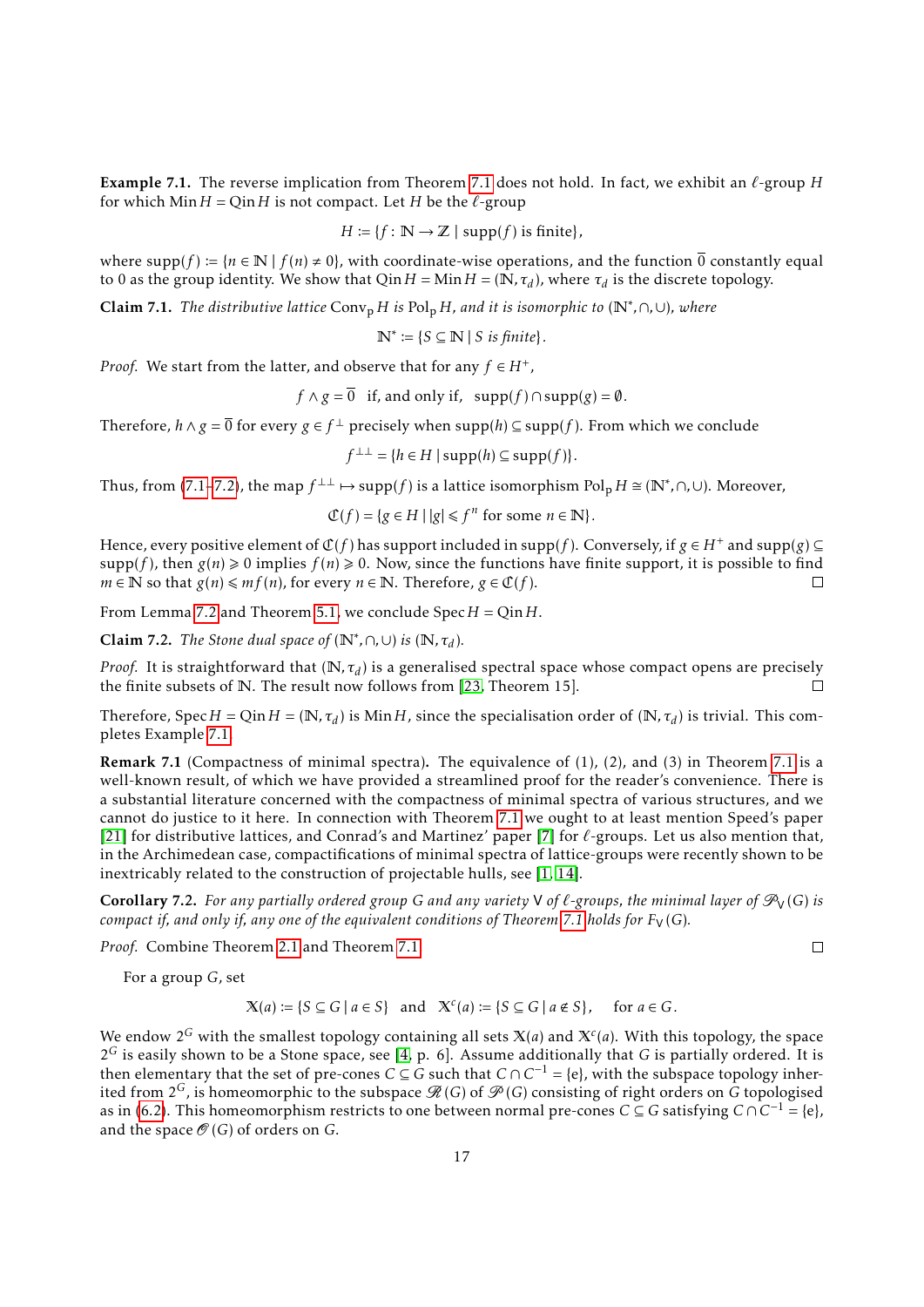**Example 7.1.** The reverse implication from Theorem 7.1 does not hold. In fact, we exhibit an $\ell$-group $H$ for which $\operatorname{Min} H = \operatorname{Qin} H$ is not compact. Let $H$ be the $\ell$-group

$$H := \{f : \mathbb{N} \to \mathbb{Z} \mid \operatorname{supp}(f) \text{ is finite}\},$$

where $\operatorname{supp}(f) := \{n \in \mathbb{N} \mid f(n) \neq 0\}$, with coordinate-wise operations, and the function $\overline{0}$ constantly equal to 0 as the group identity. We show that $\operatorname{Qin} H = \operatorname{Min} H = (\mathbb{N}, \tau_d)$, where $\tau_d$ is the discrete topology.

**Claim 7.1.** *The distributive lattice* $\operatorname{Conv}_{\mathrm{p}} H$ *is* $\operatorname{Pol}_{\mathrm{p}} H$, *and it is isomorphic to* $(\mathbb{N}^*, \cap, \cup)$, *where*

$$\mathbb{N}^* := \{S \subseteq \mathbb{N} \mid S \text{ is finite}\}.$$

*Proof.* We start from the latter, and observe that for any $f \in H^+$,

$$f \wedge g = \overline{0} \quad \text{if, and only if,} \quad \operatorname{supp}(f) \cap \operatorname{supp}(g) = \emptyset.$$

Therefore, $h \wedge g = \overline{0}$ for every $g \in f^{\perp}$ precisely when $\operatorname{supp}(h) \subseteq \operatorname{supp}(f)$. From which we conclude

$$f^{\perp\perp} = \{h \in H \mid \operatorname{supp}(h) \subseteq \operatorname{supp}(f)\}.$$

Thus, from (7.1–7.2), the map $f^{\perp\perp} \mapsto \operatorname{supp}(f)$ is a lattice isomorphism $\operatorname{Pol}_{\mathrm{p}} H \cong (\mathbb{N}^*, \cap, \cup)$. Moreover,

$$\mathfrak{C}(f) = \{g \in H \mid |g| \leqslant f^n \text{ for some } n \in \mathbb{N}\}.$$

Hence, every positive element of $\mathfrak{C}(f)$ has support included in $\operatorname{supp}(f)$. Conversely, if $g \in H^+$ and $\operatorname{supp}(g) \subseteq \operatorname{supp}(f)$, then $g(n) \geqslant 0$ implies $f(n) \geqslant 0$. Now, since the functions have finite support, it is possible to find $m \in \mathbb{N}$ so that $g(n) \leqslant mf(n)$, for every $n \in \mathbb{N}$. Therefore, $g \in \mathfrak{C}(f)$. $\square$

From Lemma 7.2 and Theorem 5.1, we conclude $\operatorname{Spec} H = \operatorname{Qin} H$.

**Claim 7.2.** *The Stone dual space of* $(\mathbb{N}^*, \cap, \cup)$ *is* $(\mathbb{N}, \tau_d)$.

*Proof.* It is straightforward that $(\mathbb{N}, \tau_d)$ is a generalised spectral space whose compact opens are precisely the finite subsets of $\mathbb{N}$. The result now follows from [23, Theorem 15]. $\square$

Therefore, $\operatorname{Spec} H = \operatorname{Qin} H = (\mathbb{N}, \tau_d)$ is $\operatorname{Min} H$, since the specialisation order of $(\mathbb{N}, \tau_d)$ is trivial. This completes Example 7.1.

**Remark 7.1** (Compactness of minimal spectra)**.** The equivalence of (1), (2), and (3) in Theorem 7.1 is a well-known result, of which we have provided a streamlined proof for the reader's convenience. There is a substantial literature concerned with the compactness of minimal spectra of various structures, and we cannot do justice to it here. In connection with Theorem 7.1 we ought to at least mention Speed's paper [21] for distributive lattices, and Conrad's and Martinez' paper [7] for $\ell$-groups. Let us also mention that, in the Archimedean case, compactifications of minimal spectra of lattice-groups were recently shown to be inextricably related to the construction of projectable hulls, see [1, 14].

**Corollary 7.2.** *For any partially ordered group* $G$ *and any variety* $\mathsf{V}$ *of* $\ell$*-groups, the minimal layer of* $\mathscr{P}_{\mathsf{V}}(G)$ *is compact if, and only if, any one of the equivalent conditions of Theorem 7.1 holds for* $F_{\mathsf{V}}(G)$.

*Proof.* Combine Theorem 2.1 and Theorem 7.1. $\square$

For a group $G$, set

$$\mathbb{X}(a) := \{S \subseteq G \mid a \in S\} \quad \text{and} \quad \mathbb{X}^c(a) := \{S \subseteq G \mid a \notin S\}, \qquad \text{for } a \in G.$$

We endow $2^G$ with the smallest topology containing all sets $\mathbb{X}(a)$ and $\mathbb{X}^c(a)$. With this topology, the space $2^G$ is easily shown to be a Stone space, see [4, p. 6]. Assume additionally that $G$ is partially ordered. It is then elementary that the set of pre-cones $C \subseteq G$ such that $C \cap C^{-1} = \{e\}$, with the subspace topology inherited from $2^G$, is homeomorphic to the subspace $\mathscr{R}(G)$ of $\mathscr{P}(G)$ consisting of right orders on $G$ topologised as in (6.2). This homeomorphism restricts to one between normal pre-cones $C \subseteq G$ satisfying $C \cap C^{-1} = \{e\}$, and the space $\mathscr{O}(G)$ of orders on $G$.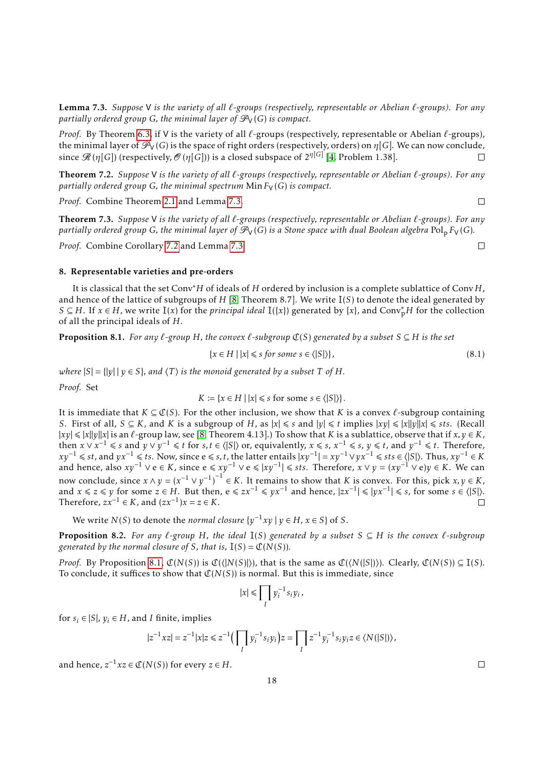**Lemma 7.3.** *Suppose* $\mathsf{V}$ *is the variety of all* $\ell$*-groups (respectively, representable or Abelian* $\ell$*-groups). For any partially ordered group* $G$*, the minimal layer of* $\mathscr{P}_{\mathsf{V}}(G)$ *is compact.*

*Proof.* By Theorem 6.3, if $\mathsf{V}$ is the variety of all $\ell$-groups (respectively, representable or Abelian $\ell$-groups), the minimal layer of $\mathscr{P}_{\mathsf{V}}(G)$ is the space of right orders (respectively, orders) on $\eta[G]$. We can now conclude, since $\mathscr{R}(\eta[G])$ (respectively, $\mathscr{O}(\eta[G])$) is a closed subspace of $2^{\eta[G]}$ [4, Problem 1.38]. $\square$

**Theorem 7.2.** *Suppose* $\mathsf{V}$ *is the variety of all* $\ell$*-groups (respectively, representable or Abelian* $\ell$*-groups). For any partially ordered group* $G$*, the minimal spectrum* $\operatorname{Min} F_{\mathsf{V}}(G)$ *is compact.*

*Proof.* Combine Theorem 2.1 and Lemma 7.3. $\square$

**Theorem 7.3.** *Suppose* $\mathsf{V}$ *is the variety of all* $\ell$*-groups (respectively, representable or Abelian* $\ell$*-groups). For any partially ordered group* $G$*, the minimal layer of* $\mathscr{P}_{\mathsf{V}}(G)$ *is a Stone space with dual Boolean algebra* $\operatorname{Pol}_{\mathrm{p}} F_{\mathsf{V}}(G)$*.*

*Proof.* Combine Corollary 7.2 and Lemma 7.3. $\square$

## 8. Representable varieties and pre-orders

It is classical that the set $\operatorname{Conv}^{*}H$ of ideals of $H$ ordered by inclusion is a complete sublattice of $\operatorname{Conv} H$, and hence of the lattice of subgroups of $H$ [8, Theorem 8.7]. We write $\mathrm{I}(S)$ to denote the ideal generated by $S \subseteq H$. If $x \in H$, we write $\mathrm{I}(x)$ for the *principal ideal* $\mathrm{I}(\{x\})$ generated by $\{x\}$, and $\operatorname{Conv}^{*}_{\mathrm{p}} H$ for the collection of all the principal ideals of $H$.

**Proposition 8.1.** *For any* $\ell$*-group* $H$*, the convex* $\ell$*-subgroup* $\mathfrak{C}(S)$ *generated by a subset* $S \subseteq H$ *is the set*

$$\{x \in H \mid |x| \leqslant s \text{ for some } s \in \langle |S| \rangle\}, \tag{8.1}$$

*where* $|S| = \{|y| \mid y \in S\}$*, and* $\langle T \rangle$ *is the monoid generated by a subset* $T$ *of* $H$*.*

*Proof.* Set

$$K := \{x \in H \mid |x| \leqslant s \text{ for some } s \in \langle |S| \rangle\}.$$

It is immediate that $K \subseteq \mathfrak{C}(S)$. For the other inclusion, we show that $K$ is a convex $\ell$-subgroup containing $S$. First of all, $S \subseteq K$, and $K$ is a subgroup of $H$, as $|x| \leqslant s$ and $|y| \leqslant t$ implies $|xy| \leqslant |x||y||x| \leqslant sts$. (Recall $|xy| \leqslant |x||y||x|$ is an $\ell$-group law, see [8, Theorem 4.13].) To show that $K$ is a sublattice, observe that if $x, y \in K$, then $x \vee x^{-1} \leqslant s$ and $y \vee y^{-1} \leqslant t$ for $s, t \in \langle |S| \rangle$ or, equivalently, $x \leqslant s$, $x^{-1} \leqslant s$, $y \leqslant t$, and $y^{-1} \leqslant t$. Therefore, $xy^{-1} \leqslant st$, and $yx^{-1} \leqslant ts$. Now, since $\mathrm{e} \leqslant s, t$, the latter entails $|xy^{-1}| = xy^{-1} \vee yx^{-1} \leqslant sts \in \langle |S| \rangle$. Thus, $xy^{-1} \in K$ and hence, also $xy^{-1} \vee \mathrm{e} \in K$, since $\mathrm{e} \leqslant xy^{-1} \vee \mathrm{e} \leqslant |xy^{-1}| \leqslant sts$. Therefore, $x \vee y = (xy^{-1} \vee \mathrm{e})y \in K$. We can now conclude, since $x \wedge y = (x^{-1} \vee y^{-1})^{-1} \in K$. It remains to show that $K$ is convex. For this, pick $x, y \in K$, and $x \leqslant z \leqslant y$ for some $z \in H$. But then, $\mathrm{e} \leqslant zx^{-1} \leqslant yx^{-1}$ and hence, $|zx^{-1}| \leqslant |yx^{-1}| \leqslant s$, for some $s \in \langle |S| \rangle$. Therefore, $zx^{-1} \in K$, and $(zx^{-1})x = z \in K$. $\square$

We write $N(S)$ to denote the *normal closure* $\{y^{-1}xy \mid y \in H, x \in S\}$ of $S$.

**Proposition 8.2.** *For any* $\ell$*-group* $H$*, the ideal* $\mathrm{I}(S)$ *generated by a subset* $S \subseteq H$ *is the convex* $\ell$*-subgroup generated by the normal closure of* $S$*, that is,* $\mathrm{I}(S) = \mathfrak{C}(N(S))$*.*

*Proof.* By Proposition 8.1, $\mathfrak{C}(N(S))$ is $\mathfrak{C}(\langle |N(S)| \rangle)$, that is the same as $\mathfrak{C}(\langle N(|S|) \rangle)$. Clearly, $\mathfrak{C}(N(S)) \subseteq \mathrm{I}(S)$. To conclude, it suffices to show that $\mathfrak{C}(N(S))$ is normal. But this is immediate, since

$$|x| \leqslant \prod_{I} y_i^{-1} s_i y_i,$$

for $s_i \in |S|$, $y_i \in H$, and $I$ finite, implies

$$|z^{-1}xz| = z^{-1}|x|z \leqslant z^{-1}\Big(\prod_{I} y_i^{-1} s_i y_i\Big)z = \prod_{I} z^{-1} y_i^{-1} s_i y_i z \in \langle N(|S|) \rangle,$$

and hence, $z^{-1}xz \in \mathfrak{C}(N(S))$ for every $z \in H$. $\square$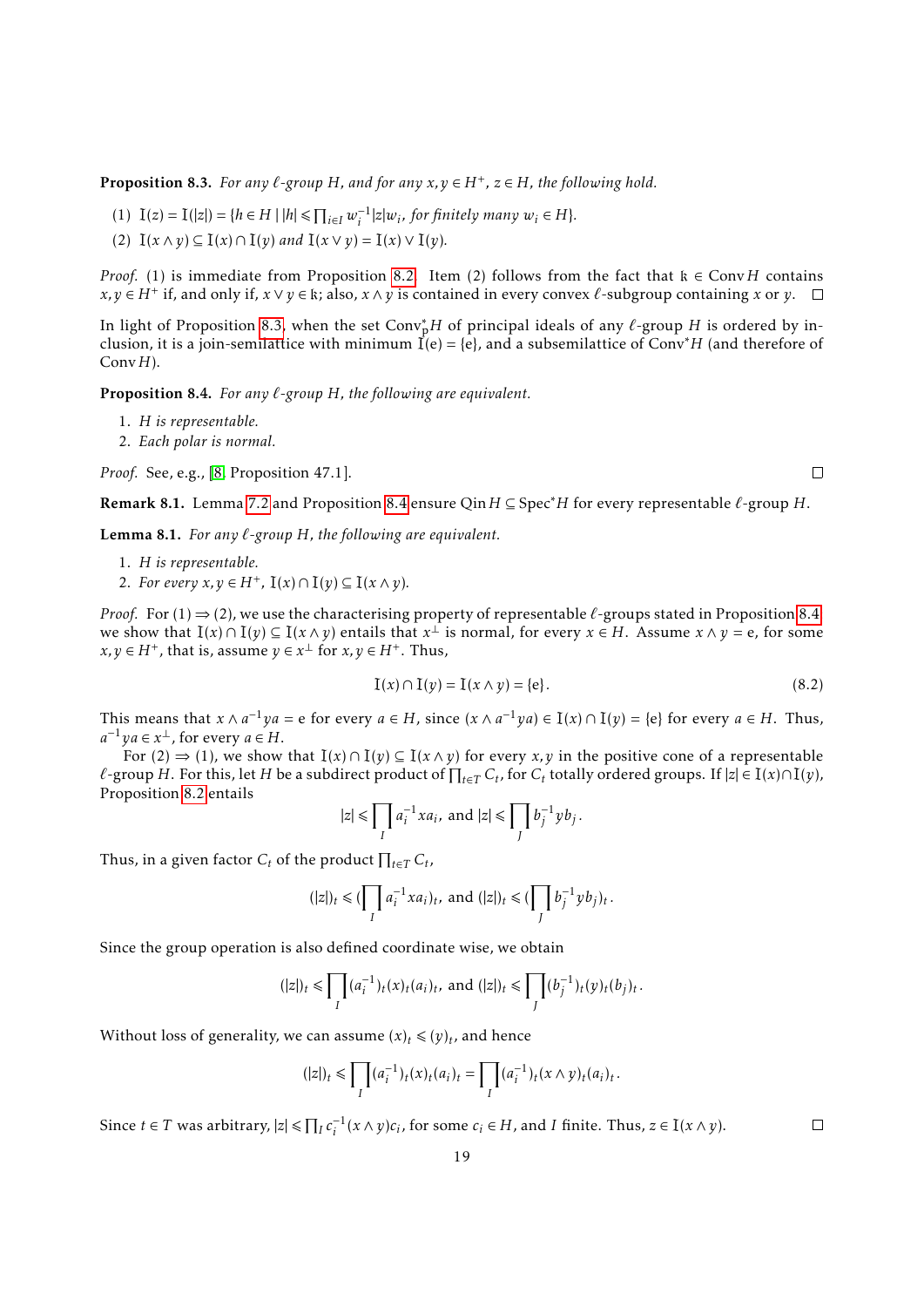**Proposition 8.3.** *For any $\ell$-group $H$, and for any $x,y \in H^+$, $z \in H$, the following hold.*

(1) $\mathbb{I}(z) = \mathbb{I}(|z|) = \{h \in H \mid |h| \leqslant \prod_{i \in I} w_i^{-1}|z|w_i$, *for finitely many* $w_i \in H\}$.

(2) $\mathbb{I}(x \wedge y) \subseteq \mathbb{I}(x) \cap \mathbb{I}(y)$ *and* $\mathbb{I}(x \vee y) = \mathbb{I}(x) \vee \mathbb{I}(y)$.

*Proof.* (1) is immediate from Proposition 8.2. Item (2) follows from the fact that $\mathfrak{k} \in \operatorname{Conv} H$ contains $x, y \in H^+$ if, and only if, $x \vee y \in \mathfrak{k}$; also, $x \wedge y$ is contained in every convex $\ell$-subgroup containing $x$ or $y$. □

In light of Proposition 8.3, when the set $\operatorname{Conv}^*_{\mathrm{p}} H$ of principal ideals of any $\ell$-group $H$ is ordered by inclusion, it is a join-semilattice with minimum $\mathbb{I}(\mathrm{e}) = \{\mathrm{e}\}$, and a subsemilattice of $\operatorname{Conv}^* H$ (and therefore of $\operatorname{Conv} H$).

**Proposition 8.4.** *For any $\ell$-group $H$, the following are equivalent.*

1. *$H$ is representable.*
2. *Each polar is normal.*

*Proof.* See, e.g., [8, Proposition 47.1]. □

**Remark 8.1.** Lemma 7.2 and Proposition 8.4 ensure $\operatorname{Qin} H \subseteq \operatorname{Spec}^* H$ for every representable $\ell$-group $H$.

**Lemma 8.1.** *For any $\ell$-group $H$, the following are equivalent.*

1. *$H$ is representable.*
2. *For every $x, y \in H^+$, $\mathbb{I}(x) \cap \mathbb{I}(y) \subseteq \mathbb{I}(x \wedge y)$.*

*Proof.* For (1) $\Rightarrow$ (2), we use the characterising property of representable $\ell$-groups stated in Proposition 8.4: we show that $\mathbb{I}(x) \cap \mathbb{I}(y) \subseteq \mathbb{I}(x \wedge y)$ entails that $x^\perp$ is normal, for every $x \in H$. Assume $x \wedge y = \mathrm{e}$, for some $x, y \in H^+$, that is, assume $y \in x^\perp$ for $x, y \in H^+$. Thus,

$$\mathbb{I}(x) \cap \mathbb{I}(y) = \mathbb{I}(x \wedge y) = \{\mathrm{e}\}. \tag{8.2}$$

This means that $x \wedge a^{-1}ya = \mathrm{e}$ for every $a \in H$, since $(x \wedge a^{-1}ya) \in \mathbb{I}(x) \cap \mathbb{I}(y) = \{\mathrm{e}\}$ for every $a \in H$. Thus, $a^{-1}ya \in x^\perp$, for every $a \in H$.

For (2) $\Rightarrow$ (1), we show that $\mathbb{I}(x) \cap \mathbb{I}(y) \subseteq \mathbb{I}(x \wedge y)$ for every $x, y$ in the positive cone of a representable $\ell$-group $H$. For this, let $H$ be a subdirect product of $\prod_{t \in T} C_t$, for $C_t$ totally ordered groups. If $|z| \in \mathbb{I}(x) \cap \mathbb{I}(y)$, Proposition 8.2 entails

$$|z| \leqslant \prod_I a_i^{-1} x a_i, \text{ and } |z| \leqslant \prod_J b_j^{-1} y b_j.$$

Thus, in a given factor $C_t$ of the product $\prod_{t \in T} C_t$,

$$(|z|)_t \leqslant (\prod_I a_i^{-1} x a_i)_t, \text{ and } (|z|)_t \leqslant (\prod_J b_j^{-1} y b_j)_t.$$

Since the group operation is also defined coordinate wise, we obtain

$$(|z|)_t \leqslant \prod_I (a_i^{-1})_t (x)_t (a_i)_t, \text{ and } (|z|)_t \leqslant \prod_J (b_j^{-1})_t (y)_t (b_j)_t.$$

Without loss of generality, we can assume $(x)_t \leqslant (y)_t$, and hence

$$(|z|)_t \leqslant \prod_I (a_i^{-1})_t (x)_t (a_i)_t = \prod_I (a_i^{-1})_t (x \wedge y)_t (a_i)_t.$$

Since $t \in T$ was arbitrary, $|z| \leqslant \prod_I c_i^{-1} (x \wedge y) c_i$, for some $c_i \in H$, and $I$ finite. Thus, $z \in \mathbb{I}(x \wedge y)$. □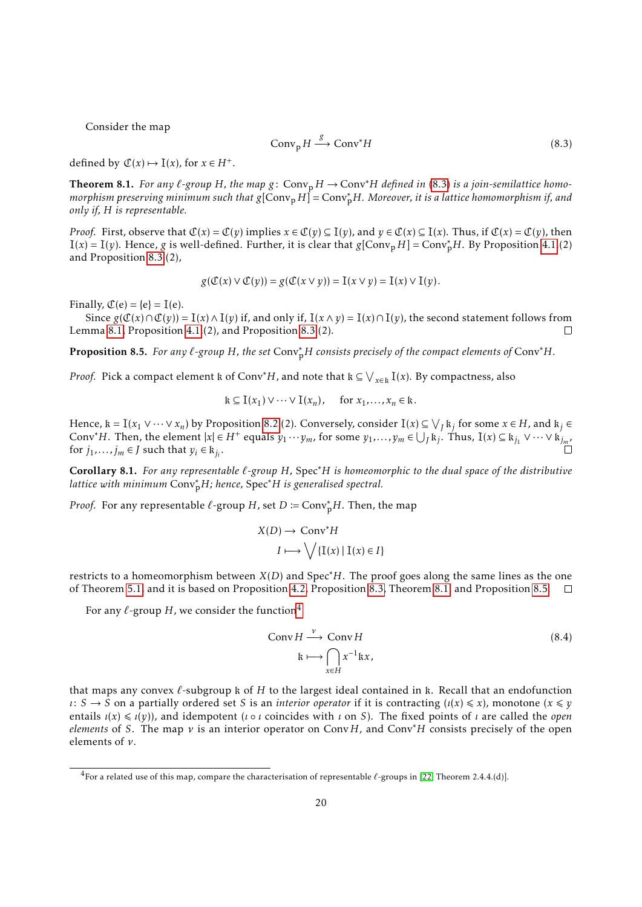Consider the map

$$\mathrm{Conv}_{\mathrm{p}} H \xrightarrow{\ g\ } \mathrm{Conv}^{*} H \tag{8.3}$$

defined by $\mathfrak{C}(x) \mapsto \mathfrak{I}(x)$, for $x \in H^{+}$.

**Theorem 8.1.** *For any $\ell$-group $H$, the map $g\colon \mathrm{Conv}_{\mathrm{p}} H \to \mathrm{Conv}^{*} H$ defined in (8.3) is a join-semilattice homomorphism preserving minimum such that $g[\mathrm{Conv}_{\mathrm{p}} H] = \mathrm{Conv}^{*}_{\mathrm{p}} H$. Moreover, it is a lattice homomorphism if, and only if, $H$ is representable.*

*Proof.* First, observe that $\mathfrak{C}(x) = \mathfrak{C}(y)$ implies $x \in \mathfrak{C}(y) \subseteq \mathfrak{I}(y)$, and $y \in \mathfrak{C}(x) \subseteq \mathfrak{I}(x)$. Thus, if $\mathfrak{C}(x) = \mathfrak{C}(y)$, then $\mathfrak{I}(x) = \mathfrak{I}(y)$. Hence, $g$ is well-defined. Further, it is clear that $g[\mathrm{Conv}_{\mathrm{p}} H] = \mathrm{Conv}^{*}_{\mathrm{p}} H$. By Proposition 4.1(2) and Proposition 8.3(2),

$$g(\mathfrak{C}(x) \vee \mathfrak{C}(y)) = g(\mathfrak{C}(x \vee y)) = \mathfrak{I}(x \vee y) = \mathfrak{I}(x) \vee \mathfrak{I}(y).$$

Finally, $\mathfrak{C}(\mathrm{e}) = \{\mathrm{e}\} = \mathfrak{I}(\mathrm{e})$.

Since $g(\mathfrak{C}(x) \cap \mathfrak{C}(y)) = \mathfrak{I}(x) \wedge \mathfrak{I}(y)$ if, and only if, $\mathfrak{I}(x \wedge y) = \mathfrak{I}(x) \cap \mathfrak{I}(y)$, the second statement follows from Lemma 8.1, Proposition 4.1(2), and Proposition 8.3(2). $\square$

**Proposition 8.5.** *For any $\ell$-group $H$, the set $\mathrm{Conv}^{*}_{\mathrm{p}} H$ consists precisely of the compact elements of $\mathrm{Conv}^{*} H$.*

*Proof.* Pick a compact element $\mathfrak{k}$ of $\mathrm{Conv}^{*} H$, and note that $\mathfrak{k} \subseteq \bigvee_{x \in \mathfrak{k}} \mathfrak{I}(x)$. By compactness, also

$$\mathfrak{k} \subseteq \mathfrak{I}(x_1) \vee \cdots \vee \mathfrak{I}(x_n), \qquad \text{for } x_1, \ldots, x_n \in \mathfrak{k}.$$

Hence, $\mathfrak{k} = \mathfrak{I}(x_1 \vee \cdots \vee x_n)$ by Proposition 8.2(2). Conversely, consider $\mathfrak{I}(x) \subseteq \bigvee_J \mathfrak{k}_j$ for some $x \in H$, and $\mathfrak{k}_j \in \mathrm{Conv}^{*} H$. Then, the element $|x| \in H^{+}$ equals $y_1 \cdots y_m$, for some $y_1, \ldots, y_m \in \bigcup_J \mathfrak{k}_j$. Thus, $\mathfrak{I}(x) \subseteq \mathfrak{k}_{j_1} \vee \cdots \vee \mathfrak{k}_{j_m}$, for $j_1, \ldots, j_m \in J$ such that $y_i \in \mathfrak{k}_{j_i}$. $\square$

**Corollary 8.1.** *For any representable $\ell$-group $H$, $\mathrm{Spec}^{*} H$ is homeomorphic to the dual space of the distributive lattice with minimum $\mathrm{Conv}^{*}_{\mathrm{p}} H$; hence, $\mathrm{Spec}^{*} H$ is generalised spectral.*

*Proof.* For any representable $\ell$-group $H$, set $D := \mathrm{Conv}^{*}_{\mathrm{p}} H$. Then, the map

$$\begin{aligned} X(D) &\longrightarrow \mathrm{Conv}^{*} H \\ I &\longmapsto \bigvee \{\mathfrak{I}(x) \mid \mathfrak{I}(x) \in I\} \end{aligned}$$

restricts to a homeomorphism between $X(D)$ and $\mathrm{Spec}^{*} H$. The proof goes along the same lines as the one of Theorem 5.1 and it is based on Proposition 4.2, Proposition 8.3, Theorem 8.1 and Proposition 8.5. $\square$

For any $\ell$-group $H$, we consider the function[4]

$$\begin{aligned} \mathrm{Conv}\, H &\xrightarrow{\ \nu\ } \mathrm{Conv}\, H \\ \mathfrak{k} &\longmapsto \bigcap_{x \in H} x^{-1} \mathfrak{k} x, \end{aligned} \tag{8.4}$$

that maps any convex $\ell$-subgroup $\mathfrak{k}$ of $H$ to the largest ideal contained in $\mathfrak{k}$. Recall that an endofunction $\iota\colon S \to S$ on a partially ordered set $S$ is an *interior operator* if it is contracting ($\iota(x) \leqslant x$), monotone ($x \leqslant y$ entails $\iota(x) \leqslant \iota(y)$), and idempotent ($\iota \circ \iota$ coincides with $\iota$ on $S$). The fixed points of $\iota$ are called the *open elements* of $S$. The map $\nu$ is an interior operator on $\mathrm{Conv}\, H$, and $\mathrm{Conv}^{*} H$ consists precisely of the open elements of $\nu$.

[4] For a related use of this map, compare the characterisation of representable $\ell$-groups in [22, Theorem 2.4.4.(d)].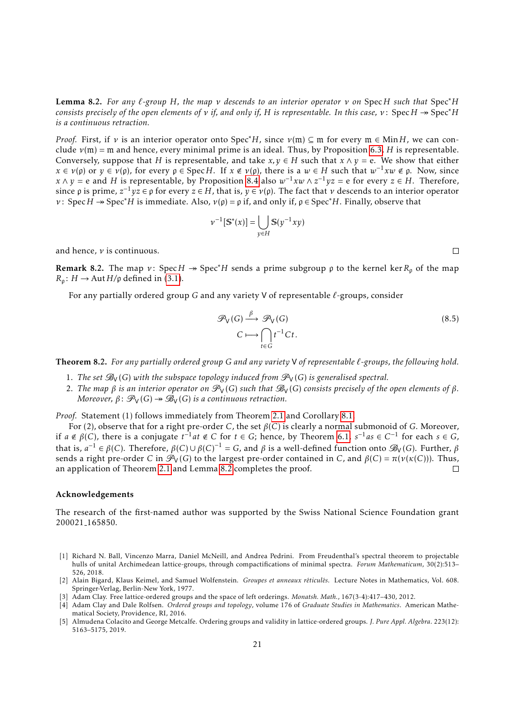**Lemma 8.2.** *For any $\ell$-group $H$, the map $\nu$ descends to an interior operator $\nu$ on $\operatorname{Spec} H$ such that $\operatorname{Spec}^* H$ consists precisely of the open elements of $\nu$ if, and only if, $H$ is representable. In this case, $\nu\colon \operatorname{Spec} H \twoheadrightarrow \operatorname{Spec}^* H$ is a continuous retraction.*

*Proof.* First, if $\nu$ is an interior operator onto $\operatorname{Spec}^* H$, since $\nu(\mathfrak{m}) \subseteq \mathfrak{m}$ for every $\mathfrak{m} \in \operatorname{Min} H$, we can conclude $\nu(\mathfrak{m}) = \mathfrak{m}$ and hence, every minimal prime is an ideal. Thus, by Proposition 6.3, $H$ is representable. Conversely, suppose that $H$ is representable, and take $x, y \in H$ such that $x \wedge y = \mathrm{e}$. We show that either $x \in \nu(\mathfrak{p})$ or $y \in \nu(\mathfrak{p})$, for every $\mathfrak{p} \in \operatorname{Spec} H$. If $x \notin \nu(\mathfrak{p})$, there is a $w \in H$ such that $w^{-1}xw \notin \mathfrak{p}$. Now, since $x \wedge y = \mathrm{e}$ and $H$ is representable, by Proposition 8.4 also $w^{-1}xw \wedge z^{-1}yz = \mathrm{e}$ for every $z \in H$. Therefore, since $\mathfrak{p}$ is prime, $z^{-1}yz \in \mathfrak{p}$ for every $z \in H$, that is, $y \in \nu(\mathfrak{p})$. The fact that $\nu$ descends to an interior operator $\nu\colon \operatorname{Spec} H \twoheadrightarrow \operatorname{Spec}^* H$ is immediate. Also, $\nu(\mathfrak{p}) = \mathfrak{p}$ if, and only if, $\mathfrak{p} \in \operatorname{Spec}^* H$. Finally, observe that

$$\nu^{-1}[\mathbb{S}^*(x)] = \bigcup_{y \in H} \mathbb{S}(y^{-1}xy)$$

and hence, $\nu$ is continuous. $\square$

**Remark 8.2.** The map $\nu\colon \operatorname{Spec} H \twoheadrightarrow \operatorname{Spec}^* H$ sends a prime subgroup $\mathfrak{p}$ to the kernel $\ker R_{\mathfrak{p}}$ of the map $R_{\mathfrak{p}}\colon H \to \operatorname{Aut} H/\mathfrak{p}$ defined in (3.1).

For any partially ordered group $G$ and any variety $\mathsf{V}$ of representable $\ell$-groups, consider

$$\begin{aligned} \mathscr{P}_{\mathsf{V}}(G) &\xrightarrow{\ \beta\ } \mathscr{P}_{\mathsf{V}}(G) \\ C &\longmapsto \bigcap_{t \in G} t^{-1}Ct. \end{aligned} \tag{8.5}$$

**Theorem 8.2.** *For any partially ordered group $G$ and any variety $\mathsf{V}$ of representable $\ell$-groups, the following hold.*

1. *The set $\mathscr{B}_{\mathsf{V}}(G)$ with the subspace topology induced from $\mathscr{P}_{\mathsf{V}}(G)$ is generalised spectral.*
2. *The map $\beta$ is an interior operator on $\mathscr{P}_{\mathsf{V}}(G)$ such that $\mathscr{B}_{\mathsf{V}}(G)$ consists precisely of the open elements of $\beta$. Moreover, $\beta\colon \mathscr{P}_{\mathsf{V}}(G) \twoheadrightarrow \mathscr{B}_{\mathsf{V}}(G)$ is a continuous retraction.*

*Proof.* Statement (1) follows immediately from Theorem 2.1 and Corollary 8.1.

For (2), observe that for a right pre-order $C$, the set $\beta(C)$ is clearly a normal submonoid of $G$. Moreover, if $a \notin \beta(C)$, there is a conjugate $t^{-1}at \notin C$ for $t \in G$; hence, by Theorem 6.1, $s^{-1}as \in C^{-1}$ for each $s \in G$, that is, $a^{-1} \in \beta(C)$. Therefore, $\beta(C) \cup \beta(C)^{-1} = G$, and $\beta$ is a well-defined function onto $\mathscr{B}_{\mathsf{V}}(G)$. Further, $\beta$ sends a right pre-order $C$ in $\mathscr{P}_{\mathsf{V}}(G)$ to the largest pre-order contained in $C$, and $\beta(C) = \pi(\nu(\kappa(C)))$. Thus, an application of Theorem 2.1 and Lemma 8.2 completes the proof. $\square$

### Acknowledgements

The research of the first-named author was supported by the Swiss National Science Foundation grant 200021_165850.

[1] Richard N. Ball, Vincenzo Marra, Daniel McNeill, and Andrea Pedrini. From Freudenthal's spectral theorem to projectable hulls of unital Archimedean lattice-groups, through compactifications of minimal spectra. *Forum Mathematicum*, 30(2):513–526, 2018.

[2] Alain Bigard, Klaus Keimel, and Samuel Wolfenstein. *Groupes et anneaux réticulés*. Lecture Notes in Mathematics, Vol. 608. Springer-Verlag, Berlin-New York, 1977.

[3] Adam Clay. Free lattice-ordered groups and the space of left orderings. *Monatsh. Math.*, 167(3-4):417–430, 2012.

[4] Adam Clay and Dale Rolfsen. *Ordered groups and topology*, volume 176 of *Graduate Studies in Mathematics*. American Mathematical Society, Providence, RI, 2016.

[5] Almudena Colacito and George Metcalfe. Ordering groups and validity in lattice-ordered groups. *J. Pure Appl. Algebra*. 223(12): 5163–5175, 2019.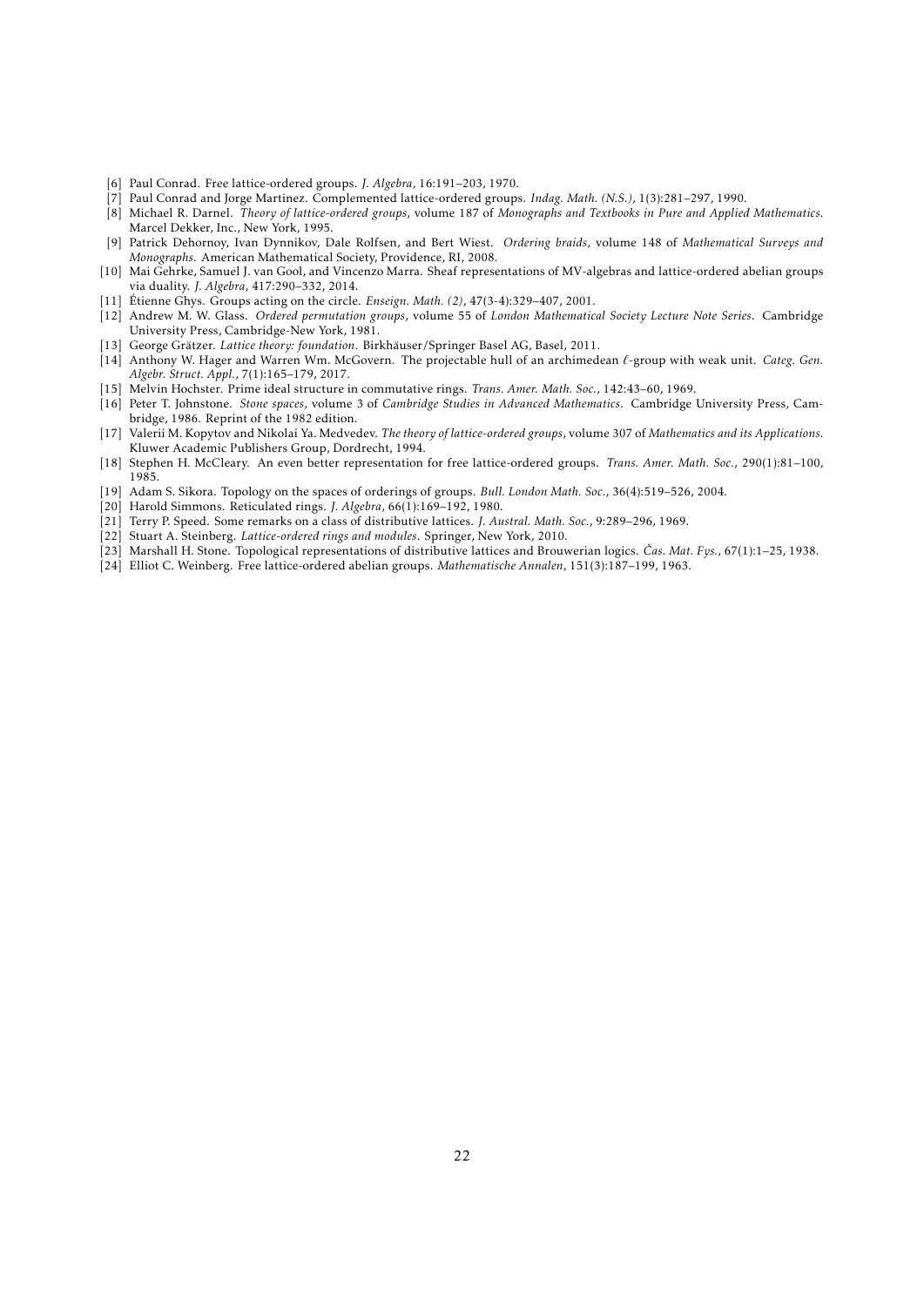[6] Paul Conrad. Free lattice-ordered groups. *J. Algebra*, 16:191–203, 1970.

[7] Paul Conrad and Jorge Martinez. Complemented lattice-ordered groups. *Indag. Math. (N.S.)*, 1(3):281–297, 1990.

[8] Michael R. Darnel. *Theory of lattice-ordered groups*, volume 187 of *Monographs and Textbooks in Pure and Applied Mathematics*. Marcel Dekker, Inc., New York, 1995.

[9] Patrick Dehornoy, Ivan Dynnikov, Dale Rolfsen, and Bert Wiest. *Ordering braids*, volume 148 of *Mathematical Surveys and Monographs*. American Mathematical Society, Providence, RI, 2008.

[10] Mai Gehrke, Samuel J. van Gool, and Vincenzo Marra. Sheaf representations of MV-algebras and lattice-ordered abelian groups via duality. *J. Algebra*, 417:290–332, 2014.

[11] Étienne Ghys. Groups acting on the circle. *Enseign. Math. (2)*, 47(3-4):329–407, 2001.

[12] Andrew M. W. Glass. *Ordered permutation groups*, volume 55 of *London Mathematical Society Lecture Note Series*. Cambridge University Press, Cambridge-New York, 1981.

[13] George Grätzer. *Lattice theory: foundation*. Birkhäuser/Springer Basel AG, Basel, 2011.

[14] Anthony W. Hager and Warren Wm. McGovern. The projectable hull of an archimedean $\ell$-group with weak unit. *Categ. Gen. Algebr. Struct. Appl.*, 7(1):165–179, 2017.

[15] Melvin Hochster. Prime ideal structure in commutative rings. *Trans. Amer. Math. Soc.*, 142:43–60, 1969.

[16] Peter T. Johnstone. *Stone spaces*, volume 3 of *Cambridge Studies in Advanced Mathematics*. Cambridge University Press, Cambridge, 1986. Reprint of the 1982 edition.

[17] Valerii M. Kopytov and Nikolai Ya. Medvedev. *The theory of lattice-ordered groups*, volume 307 of *Mathematics and its Applications*. Kluwer Academic Publishers Group, Dordrecht, 1994.

[18] Stephen H. McCleary. An even better representation for free lattice-ordered groups. *Trans. Amer. Math. Soc.*, 290(1):81–100, 1985.

[19] Adam S. Sikora. Topology on the spaces of orderings of groups. *Bull. London Math. Soc.*, 36(4):519–526, 2004.

[20] Harold Simmons. Reticulated rings. *J. Algebra*, 66(1):169–192, 1980.

[21] Terry P. Speed. Some remarks on a class of distributive lattices. *J. Austral. Math. Soc.*, 9:289–296, 1969.

[22] Stuart A. Steinberg. *Lattice-ordered rings and modules*. Springer, New York, 2010.

[23] Marshall H. Stone. Topological representations of distributive lattices and Brouwerian logics. *Čas. Mat. Fys.*, 67(1):1–25, 1938.

[24] Elliot C. Weinberg. Free lattice-ordered abelian groups. *Mathematische Annalen*, 151(3):187–199, 1963.